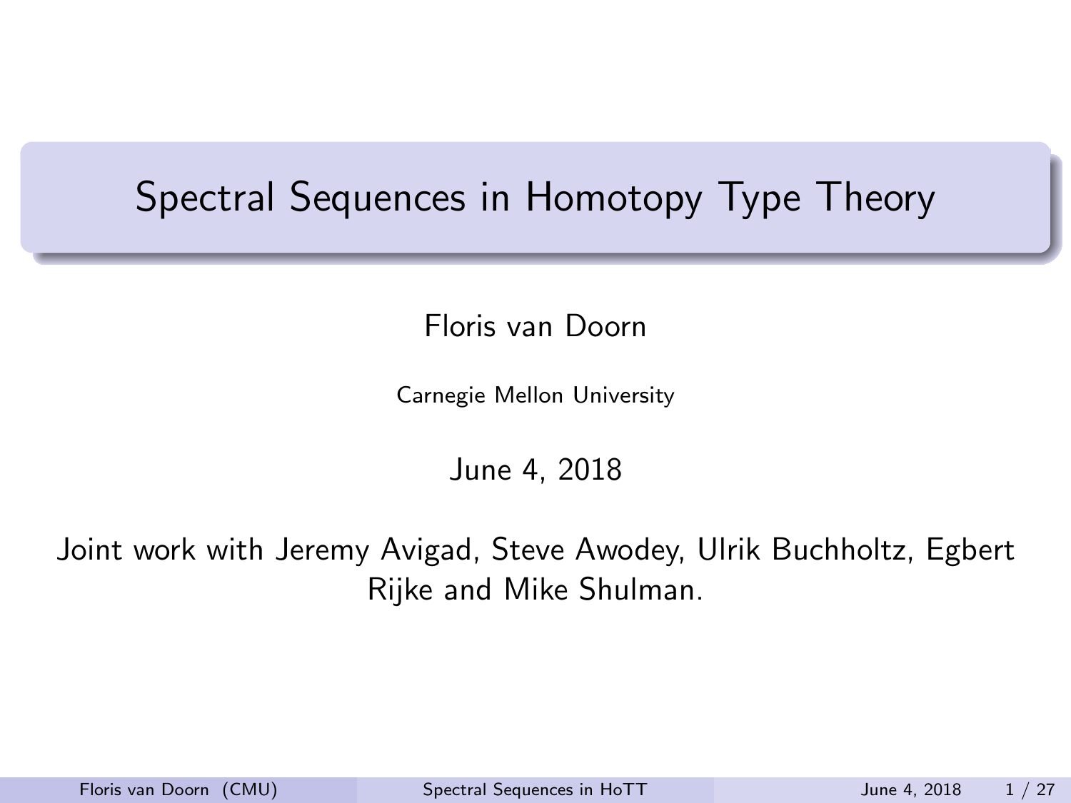# Spectral Sequences in Homotopy Type Theory

Floris van Doorn

Carnegie Mellon University

June 4, 2018

Joint work with Jeremy Avigad, Steve Awodey, Ulrik Buchholtz, Egbert Rijke and Mike Shulman.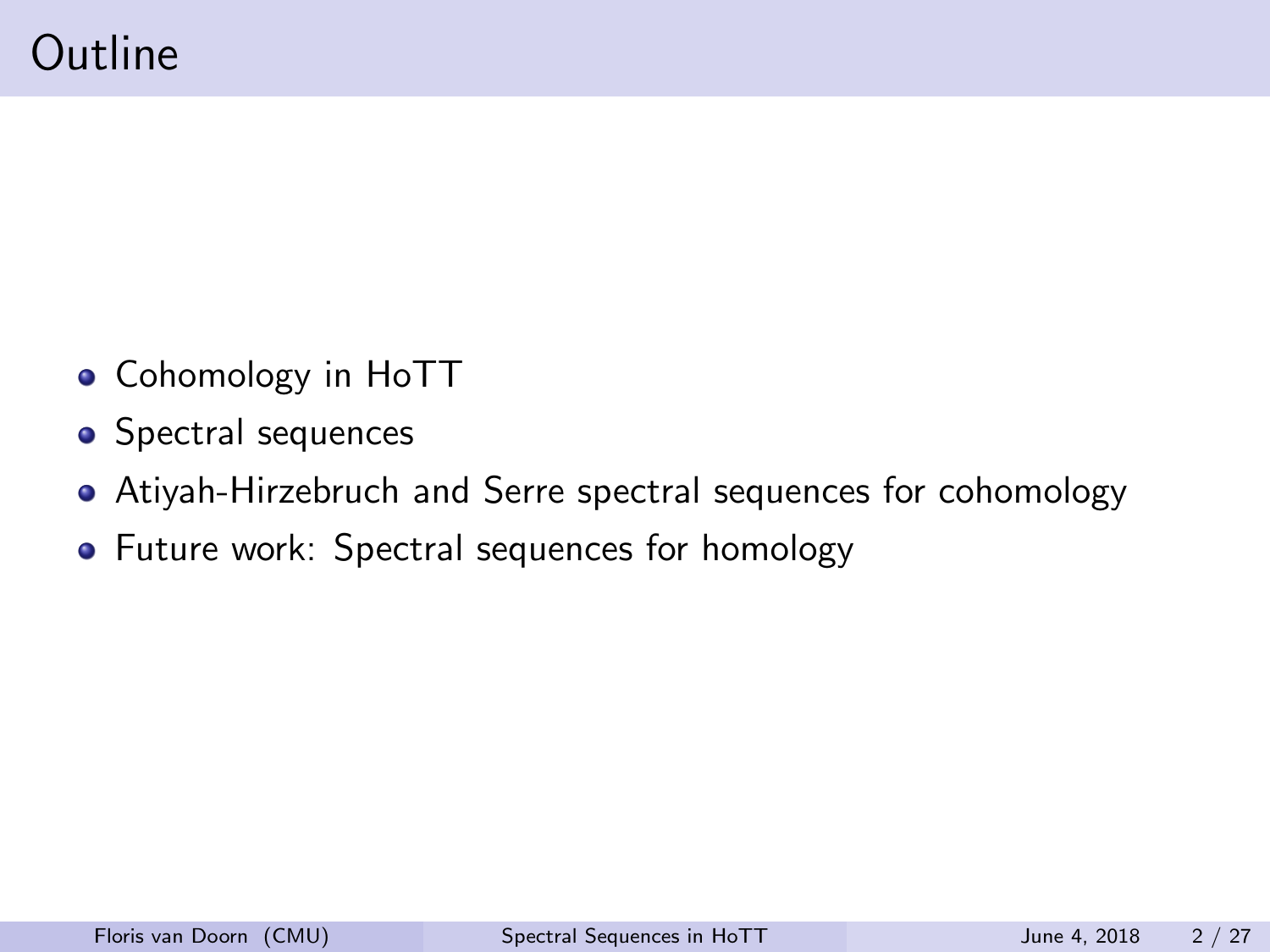# Outline

- Cohomology in HoTT
- Spectral sequences
- Atiyah-Hirzebruch and Serre spectral sequences for cohomology
- Future work: Spectral sequences for homology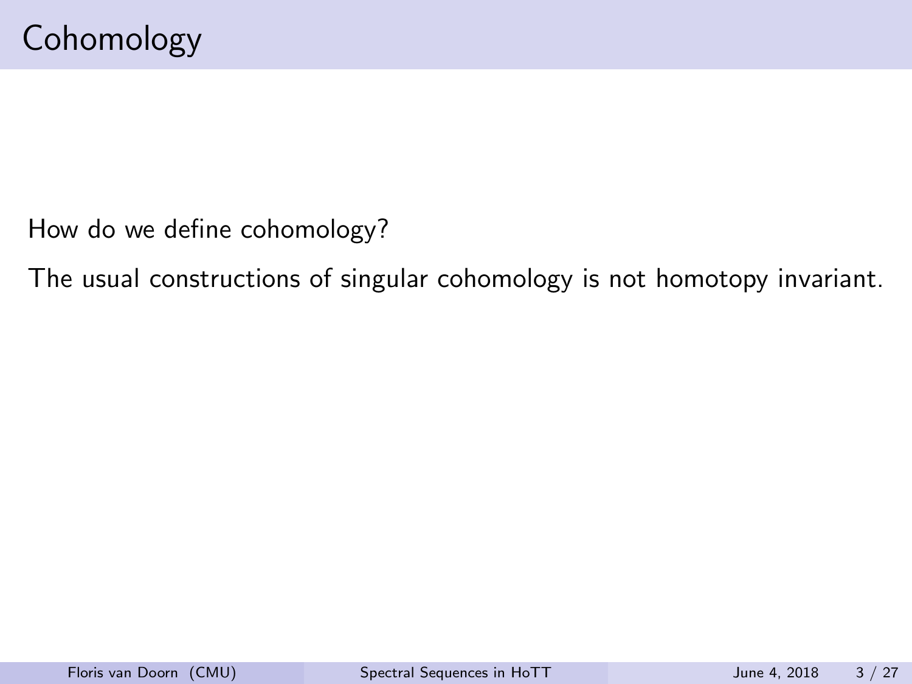# Cohomology

How do we define cohomology?

The usual constructions of singular cohomology is not homotopy invariant.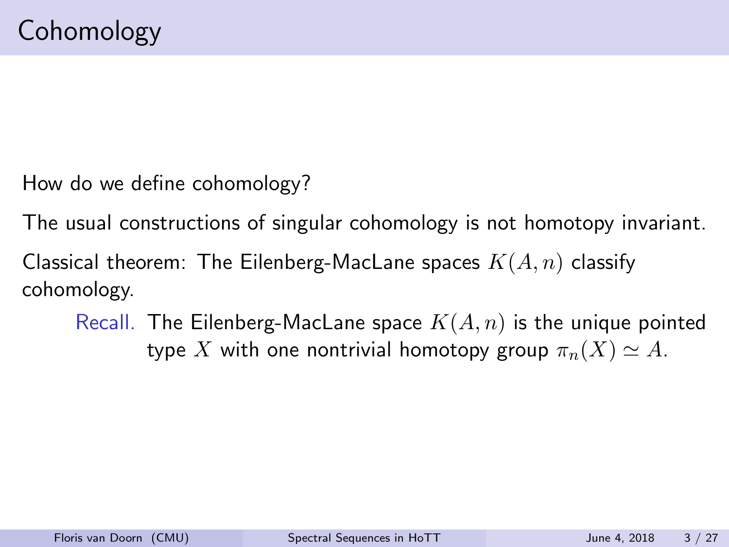# Cohomology

How do we define cohomology?

The usual constructions of singular cohomology is not homotopy invariant.

Classical theorem: The Eilenberg-MacLane spaces $K(A, n)$ classify cohomology.

> Recall. The Eilenberg-MacLane space $K(A, n)$ is the unique pointed type $X$ with one nontrivial homotopy group $\pi_n(X) \simeq A$.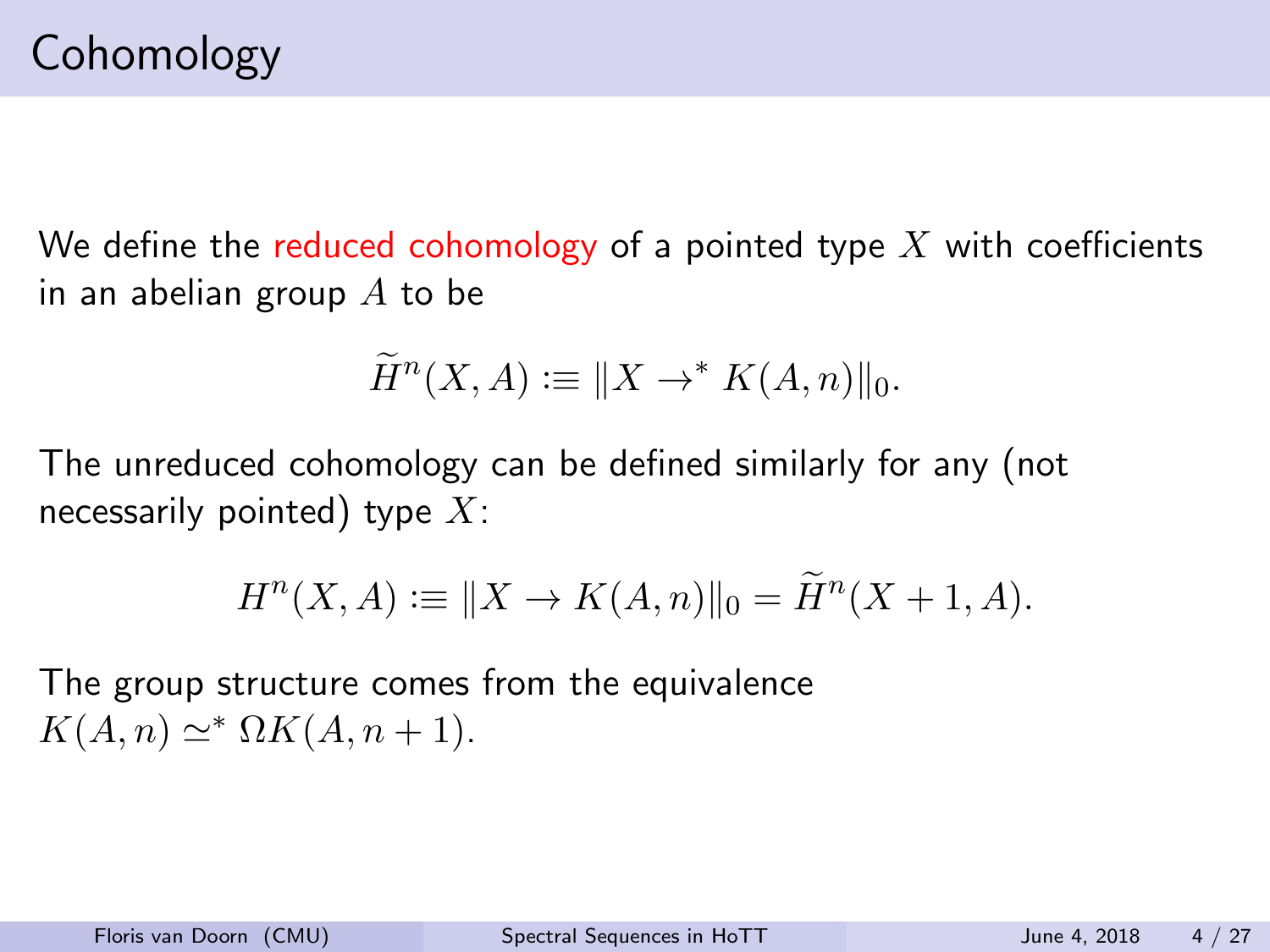# Cohomology

We define the reduced cohomology of a pointed type $X$ with coefficients in an abelian group $A$ to be

$$\widetilde{H}^n(X, A) :\equiv \|X \to^* K(A, n)\|_0.$$

The unreduced cohomology can be defined similarly for any (not necessarily pointed) type $X$:

$$H^n(X, A) :\equiv \|X \to K(A, n)\|_0 = \widetilde{H}^n(X + 1, A).$$

The group structure comes from the equivalence $K(A, n) \simeq^* \Omega K(A, n + 1)$.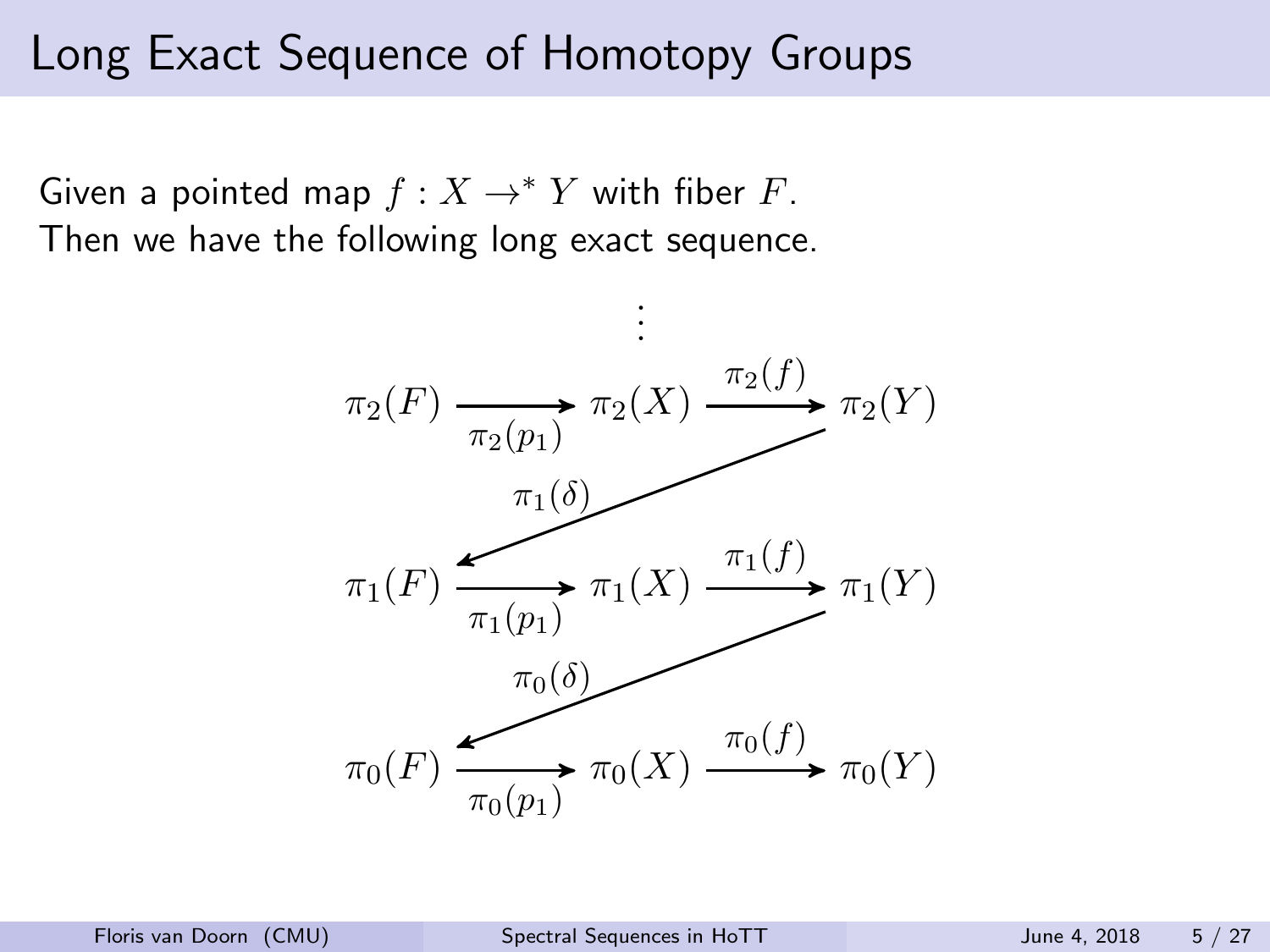# Long Exact Sequence of Homotopy Groups

Given a pointed map $f : X \to^* Y$ with fiber $F$.
Then we have the following long exact sequence.

$$
\begin{array}{ccccc}
 & & \vdots & & \\
\pi_2(F) & \xrightarrow{\pi_2(p_1)} & \pi_2(X) & \xrightarrow{\pi_2(f)} & \pi_2(Y) \\
 & & & \swarrow_{\pi_1(\delta)} & \\
\pi_1(F) & \xrightarrow{\pi_1(p_1)} & \pi_1(X) & \xrightarrow{\pi_1(f)} & \pi_1(Y) \\
 & & & \swarrow_{\pi_0(\delta)} & \\
\pi_0(F) & \xrightarrow{\pi_0(p_1)} & \pi_0(X) & \xrightarrow{\pi_0(f)} & \pi_0(Y)
\end{array}
$$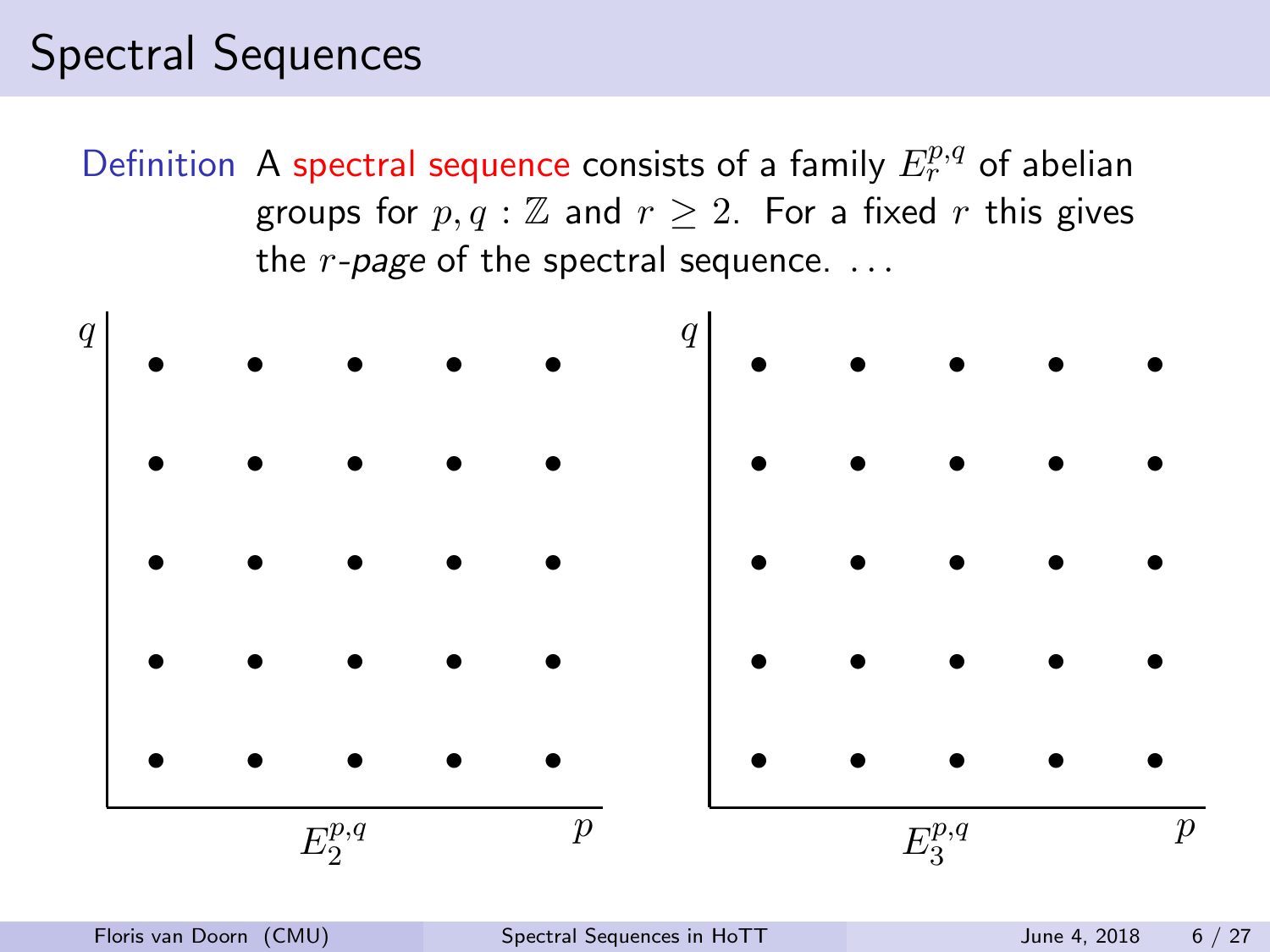# Spectral Sequences

**Definition** A spectral sequence consists of a family $E_r^{p,q}$ of abelian groups for $p, q : \mathbb{Z}$ and $r \geq 2$. For a fixed $r$ this gives the *r-page* of the spectral sequence. . . .

$E_2^{p,q}$

$E_3^{p,q}$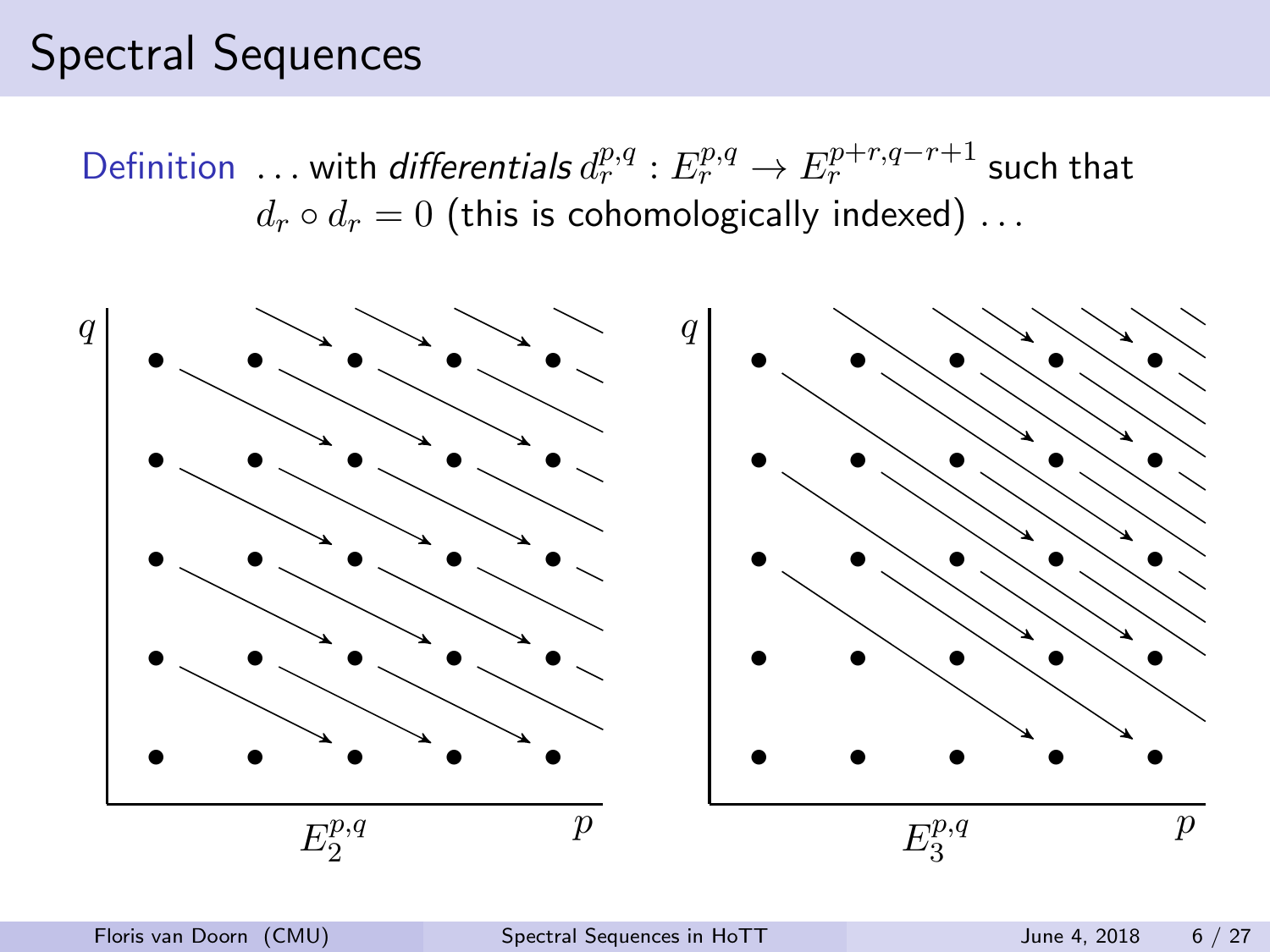# Spectral Sequences

Definition ... with *differentials* $d_r^{p,q} : E_r^{p,q} \to E_r^{p+r,q-r+1}$ such that $d_r \circ d_r = 0$ (this is cohomologically indexed) ...

$E_2^{p,q}$

$E_3^{p,q}$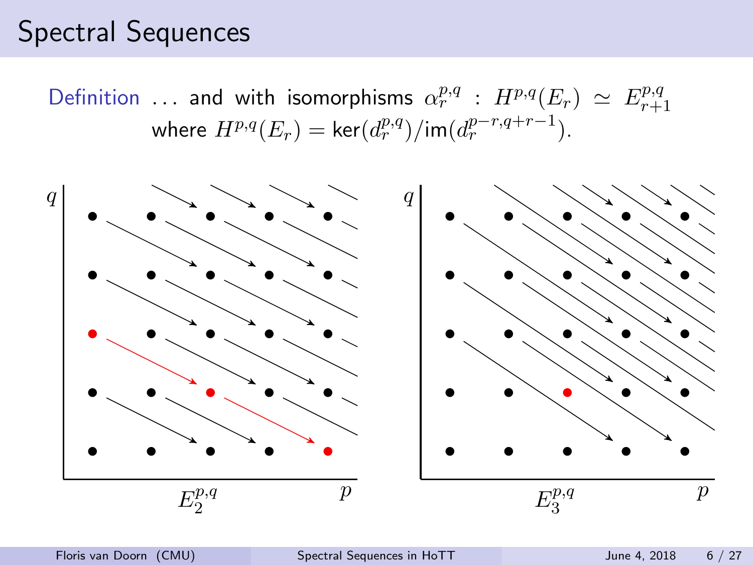# Spectral Sequences

**Definition** … and with isomorphisms $\alpha_r^{p,q} : H^{p,q}(E_r) \simeq E_{r+1}^{p,q}$ where $H^{p,q}(E_r) = \ker(d_r^{p,q})/\mathrm{im}(d_r^{p-r,q+r-1})$.

$E_2^{p,q}$

$E_3^{p,q}$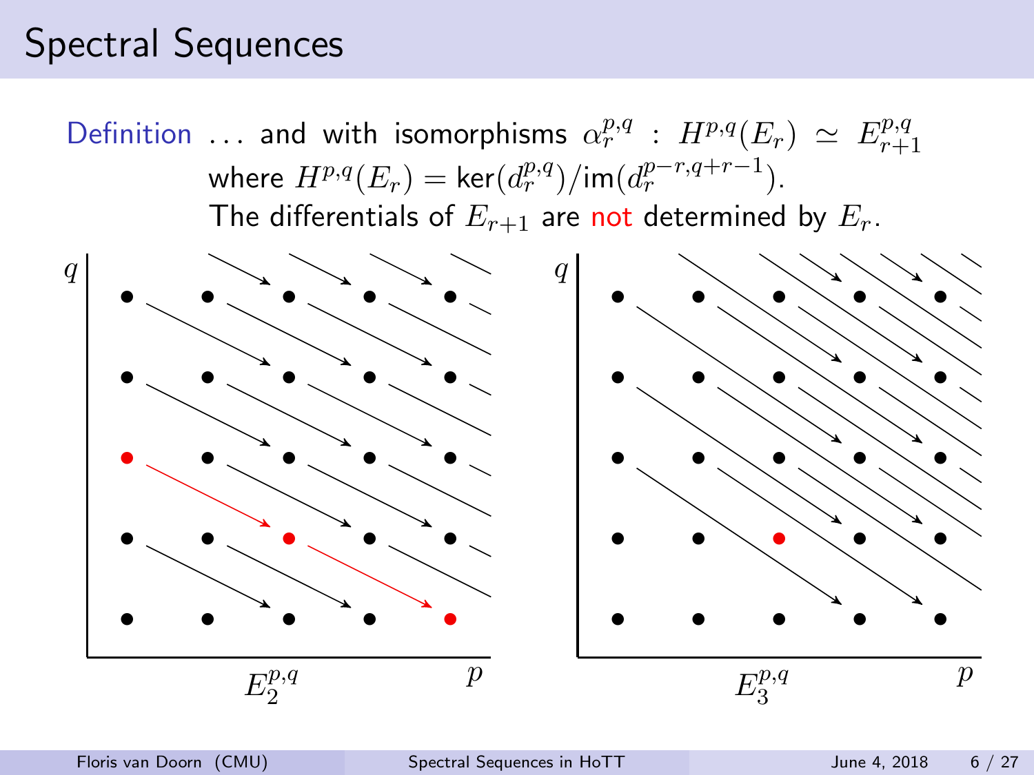## Spectral Sequences

**Definition** ... and with isomorphisms $\alpha_r^{p,q} : H^{p,q}(E_r) \simeq E_{r+1}^{p,q}$ where $H^{p,q}(E_r) = \ker(d_r^{p,q}) / \operatorname{im}(d_r^{p-r,q+r-1})$.
The differentials of $E_{r+1}$ are not determined by $E_r$.

$E_2^{p,q}$ $\qquad\qquad$ $E_3^{p,q}$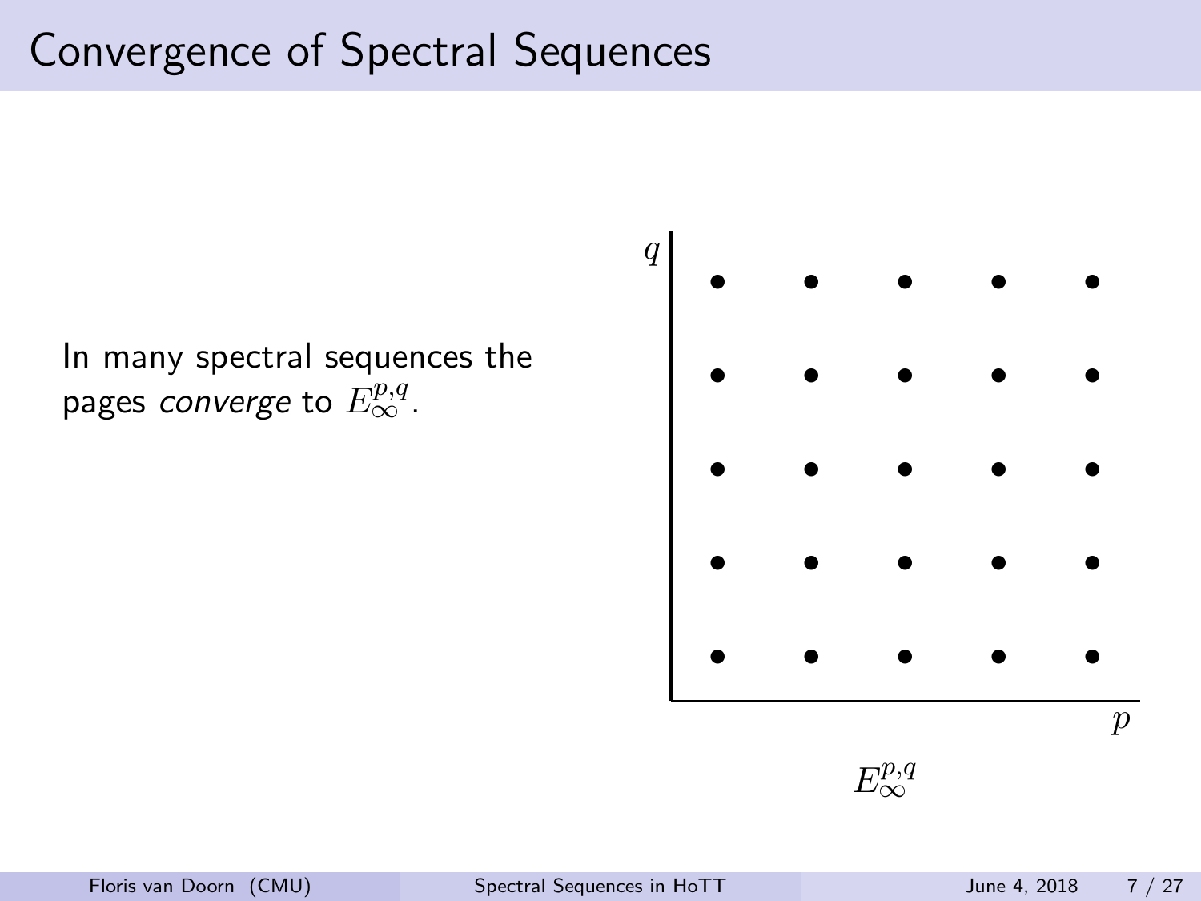# Convergence of Spectral Sequences

In many spectral sequences the pages *converge* to $E_\infty^{p,q}$.

$E_\infty^{p,q}$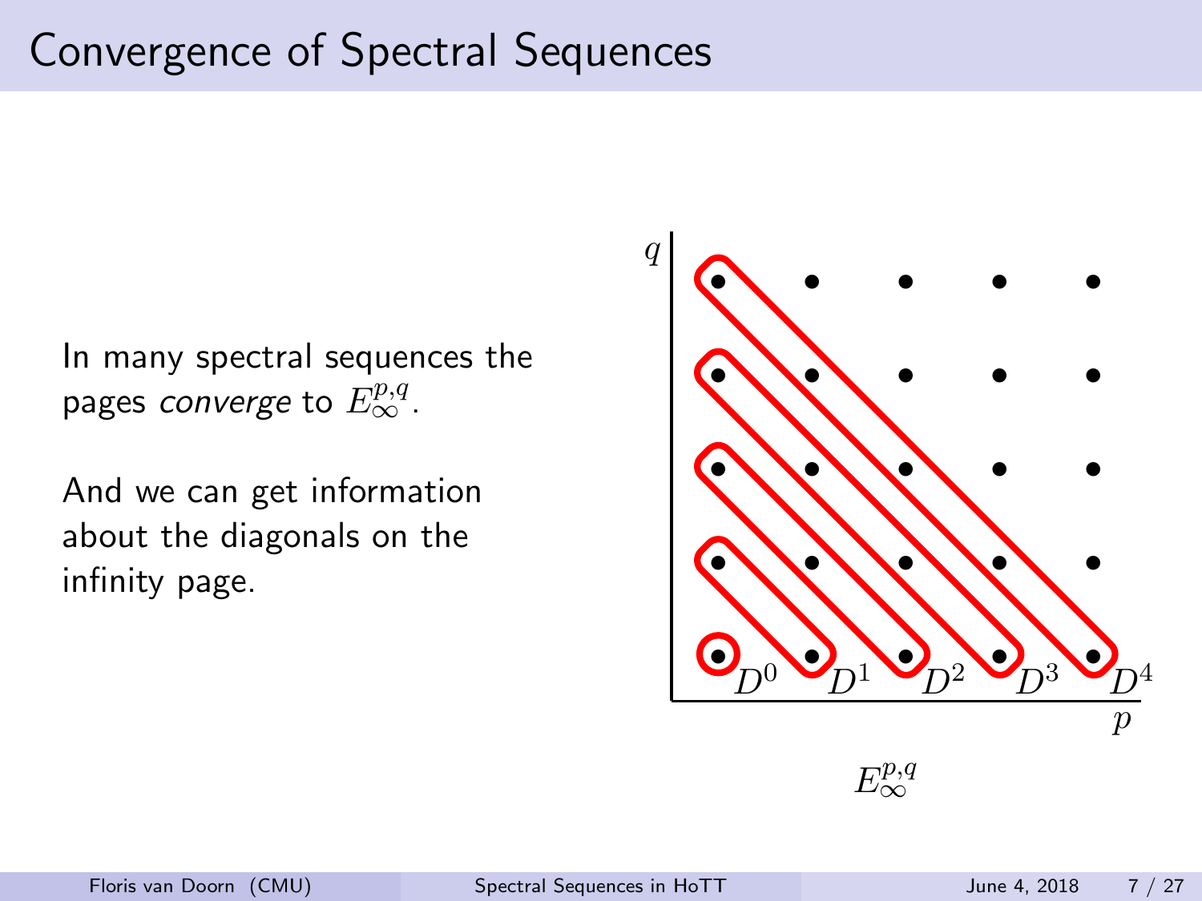# Convergence of Spectral Sequences

In many spectral sequences the pages *converge* to $E_\infty^{p,q}$.

And we can get information about the diagonals on the infinity page.

$D^0$ $D^1$ $D^2$ $D^3$ $D^4$

$E_\infty^{p,q}$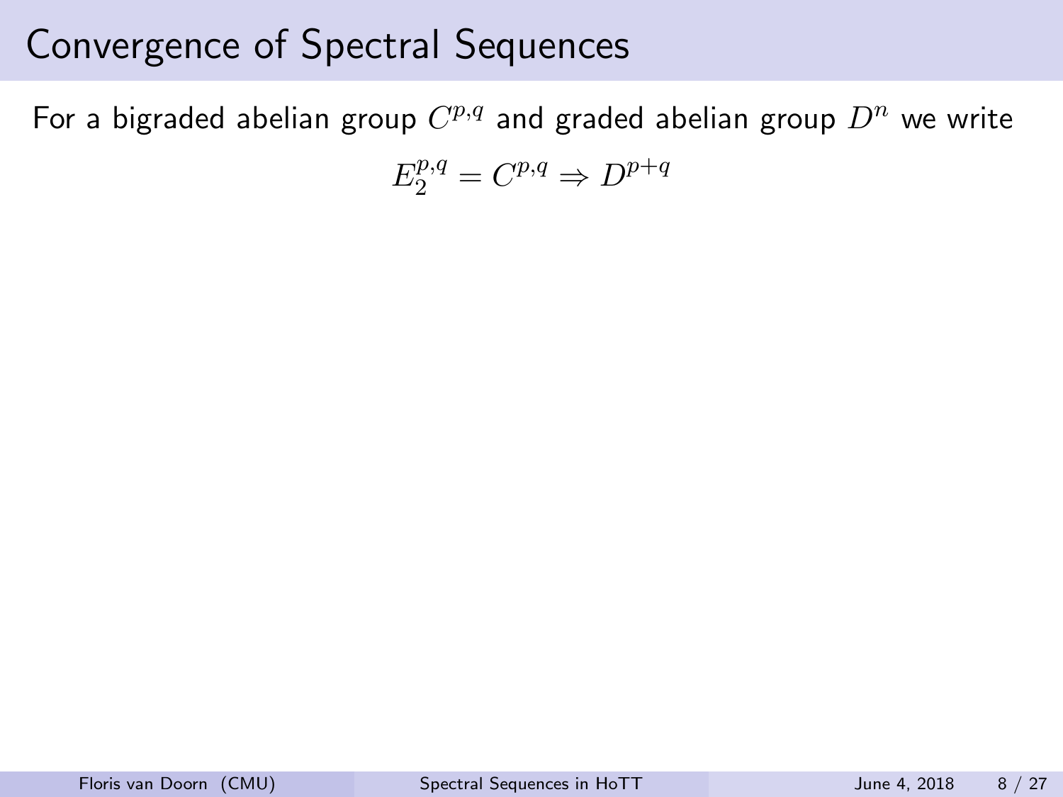# Convergence of Spectral Sequences

For a bigraded abelian group $C^{p,q}$ and graded abelian group $D^n$ we write

$$E_2^{p,q} = C^{p,q} \Rightarrow D^{p+q}$$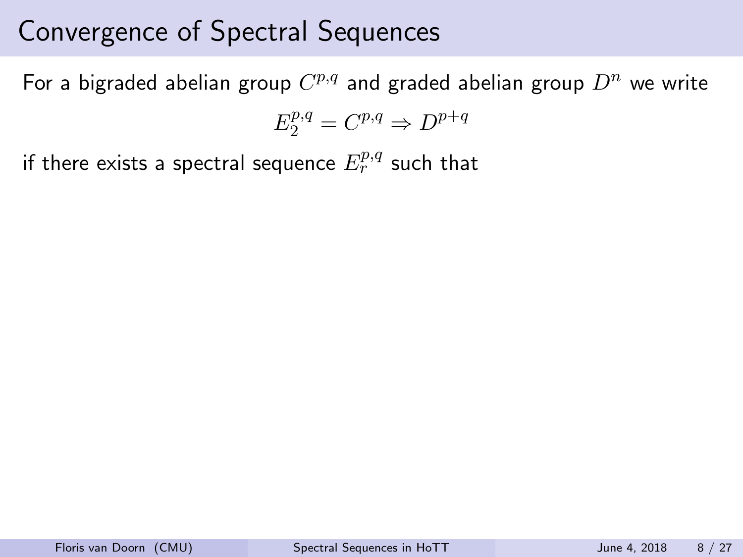# Convergence of Spectral Sequences

For a bigraded abelian group $C^{p,q}$ and graded abelian group $D^n$ we write

$$E_2^{p,q} = C^{p,q} \Rightarrow D^{p+q}$$

if there exists a spectral sequence $E_r^{p,q}$ such that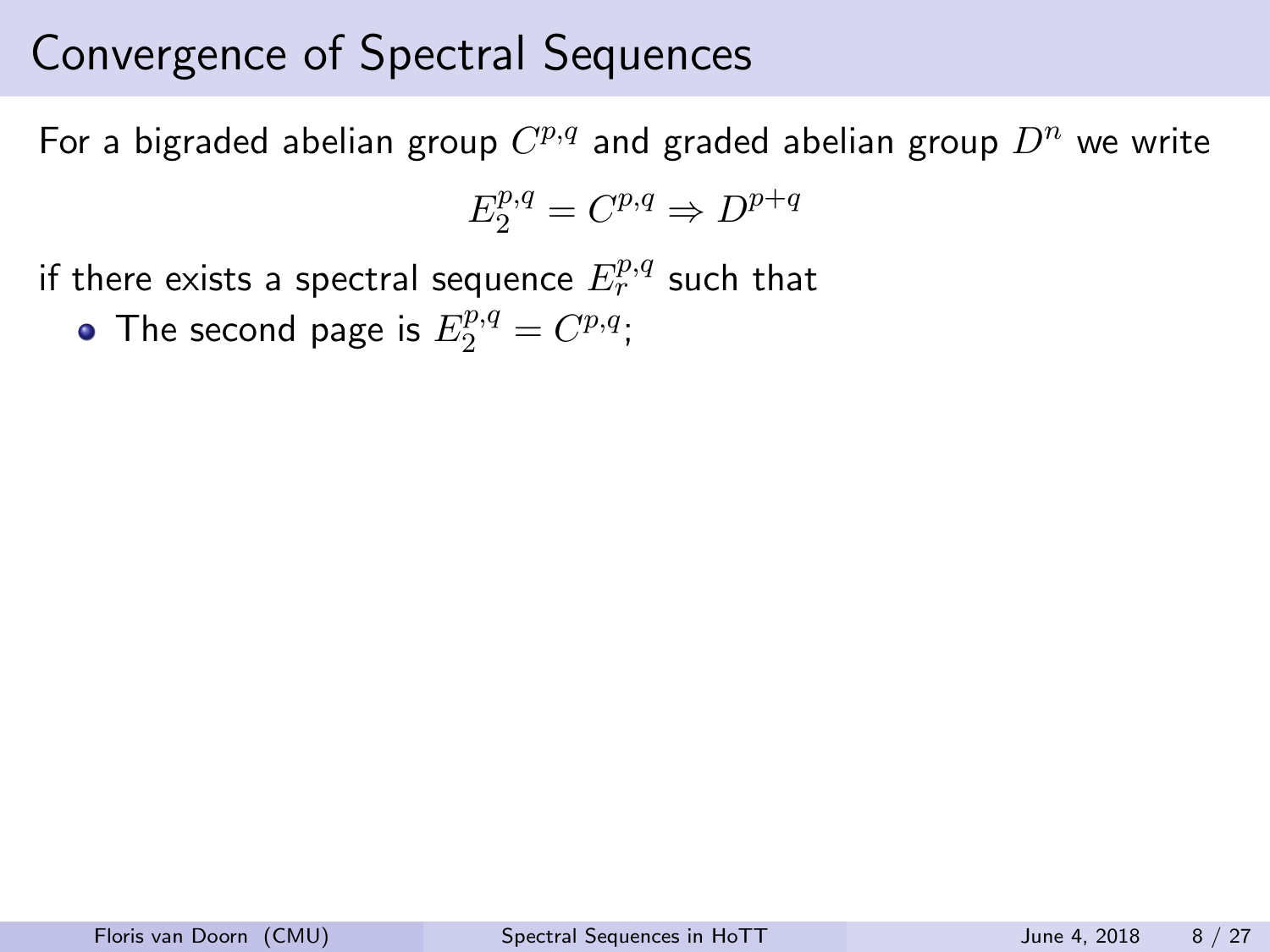# Convergence of Spectral Sequences

For a bigraded abelian group $C^{p,q}$ and graded abelian group $D^n$ we write

$$E_2^{p,q} = C^{p,q} \Rightarrow D^{p+q}$$

if there exists a spectral sequence $E_r^{p,q}$ such that

- The second page is $E_2^{p,q} = C^{p,q}$;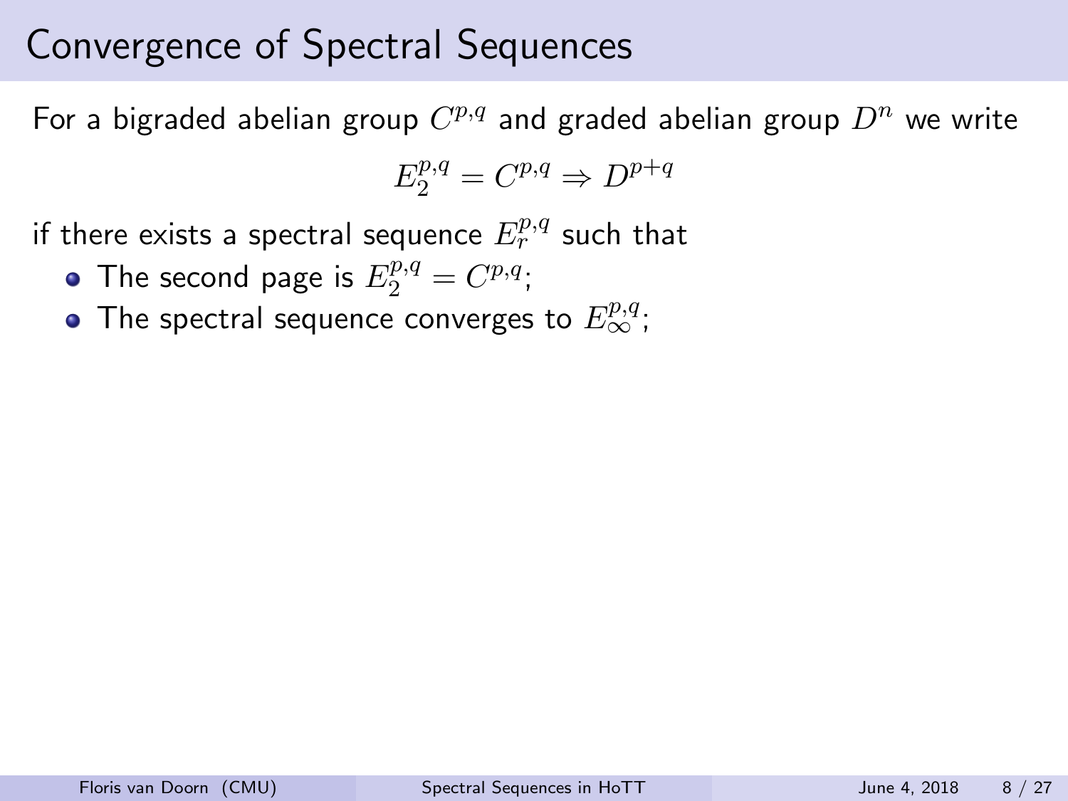# Convergence of Spectral Sequences

For a bigraded abelian group $C^{p,q}$ and graded abelian group $D^n$ we write

$$E_2^{p,q} = C^{p,q} \Rightarrow D^{p+q}$$

if there exists a spectral sequence $E_r^{p,q}$ such that

- The second page is $E_2^{p,q} = C^{p,q}$;
- The spectral sequence converges to $E_\infty^{p,q}$;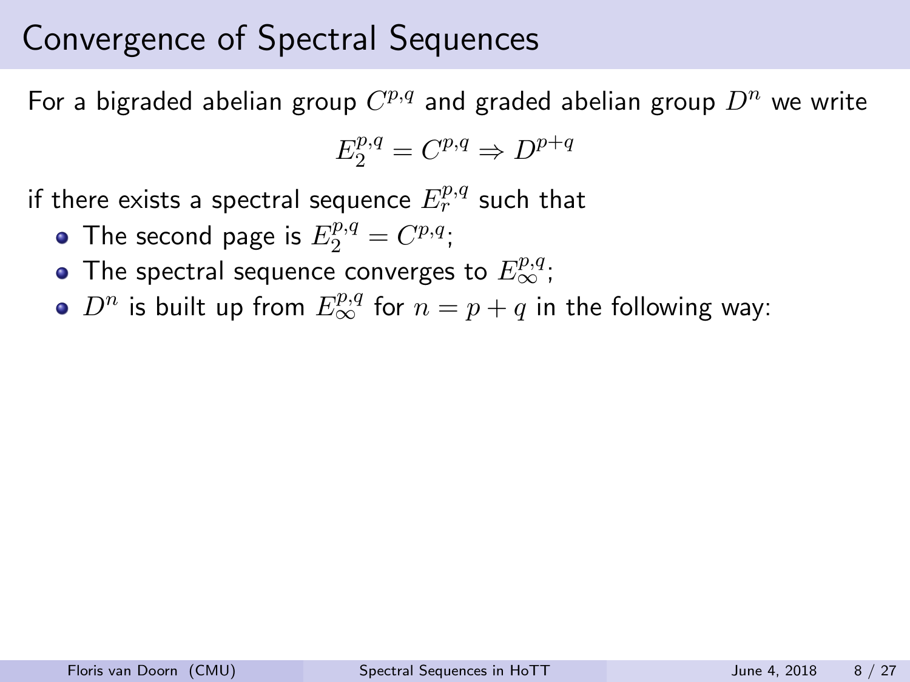# Convergence of Spectral Sequences

For a bigraded abelian group $C^{p,q}$ and graded abelian group $D^n$ we write

$$E_2^{p,q} = C^{p,q} \Rightarrow D^{p+q}$$

if there exists a spectral sequence $E_r^{p,q}$ such that

- The second page is $E_2^{p,q} = C^{p,q}$;
- The spectral sequence converges to $E_\infty^{p,q}$;
- $D^n$ is built up from $E_\infty^{p,q}$ for $n = p + q$ in the following way: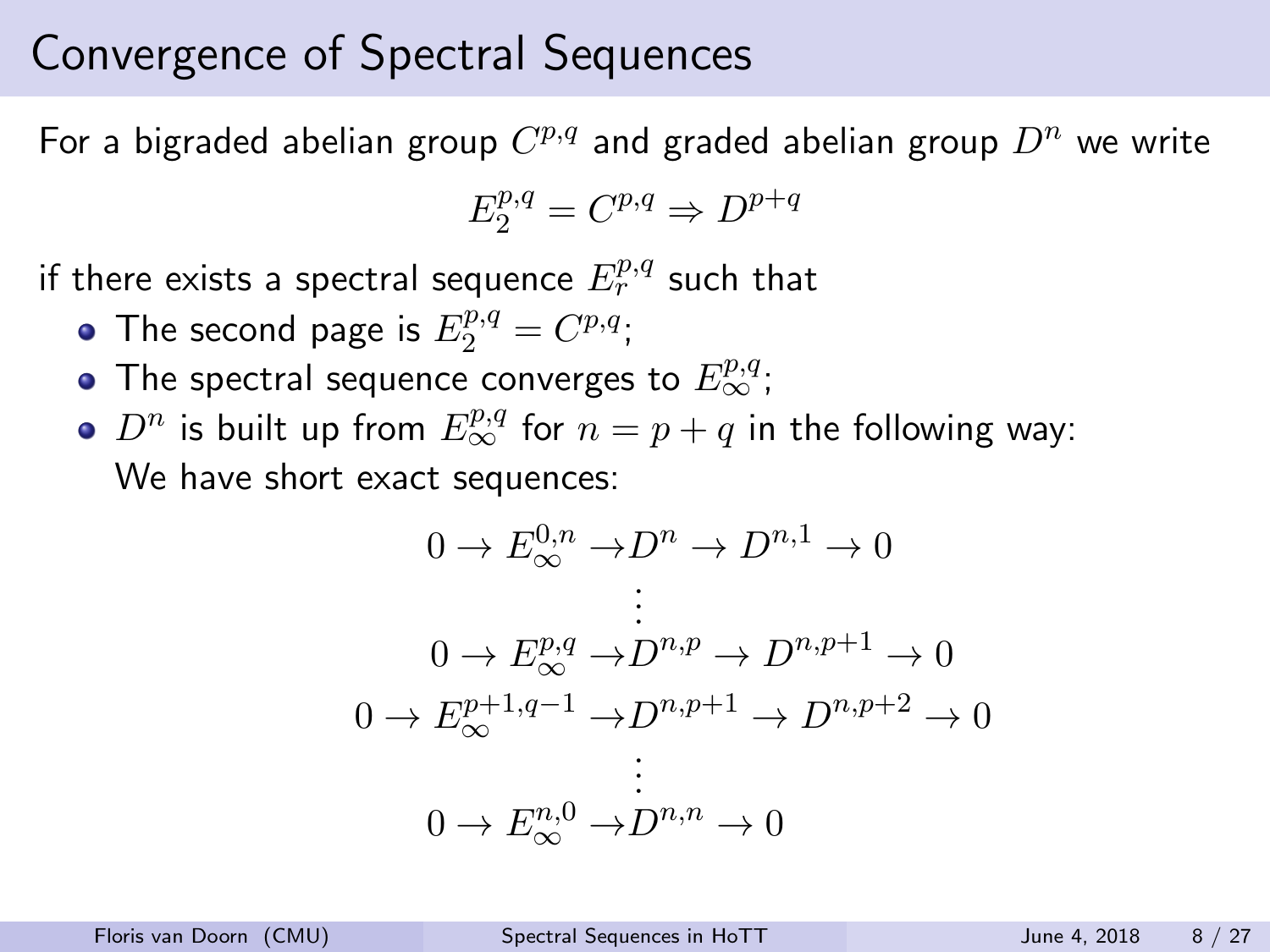# Convergence of Spectral Sequences

For a bigraded abelian group $C^{p,q}$ and graded abelian group $D^n$ we write

$$E_2^{p,q} = C^{p,q} \Rightarrow D^{p+q}$$

if there exists a spectral sequence $E_r^{p,q}$ such that

- The second page is $E_2^{p,q} = C^{p,q}$;
- The spectral sequence converges to $E_\infty^{p,q}$;
- $D^n$ is built up from $E_\infty^{p,q}$ for $n = p + q$ in the following way: We have short exact sequences:

$$
\begin{gathered}
0 \to E_\infty^{0,n} \to D^n \to D^{n,1} \to 0 \\
\vdots \\
0 \to E_\infty^{p,q} \to D^{n,p} \to D^{n,p+1} \to 0 \\
0 \to E_\infty^{p+1,q-1} \to D^{n,p+1} \to D^{n,p+2} \to 0 \\
\vdots \\
0 \to E_\infty^{n,0} \to D^{n,n} \to 0
\end{gathered}
$$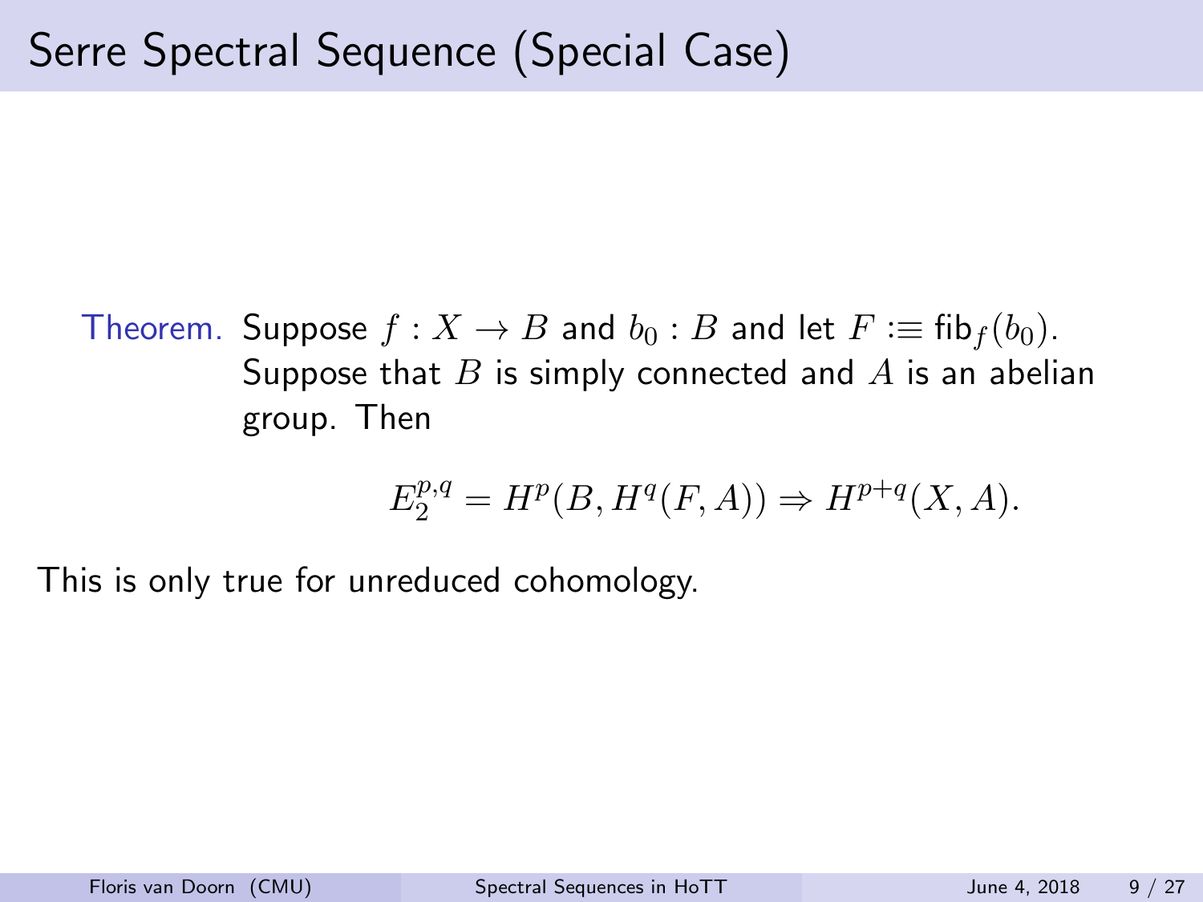# Serre Spectral Sequence (Special Case)

Theorem. Suppose $f : X \to B$ and $b_0 : B$ and let $F :\equiv \mathsf{fib}_f(b_0)$. Suppose that $B$ is simply connected and $A$ is an abelian group. Then

$$E_2^{p,q} = H^p(B, H^q(F, A)) \Rightarrow H^{p+q}(X, A).$$

This is only true for unreduced cohomology.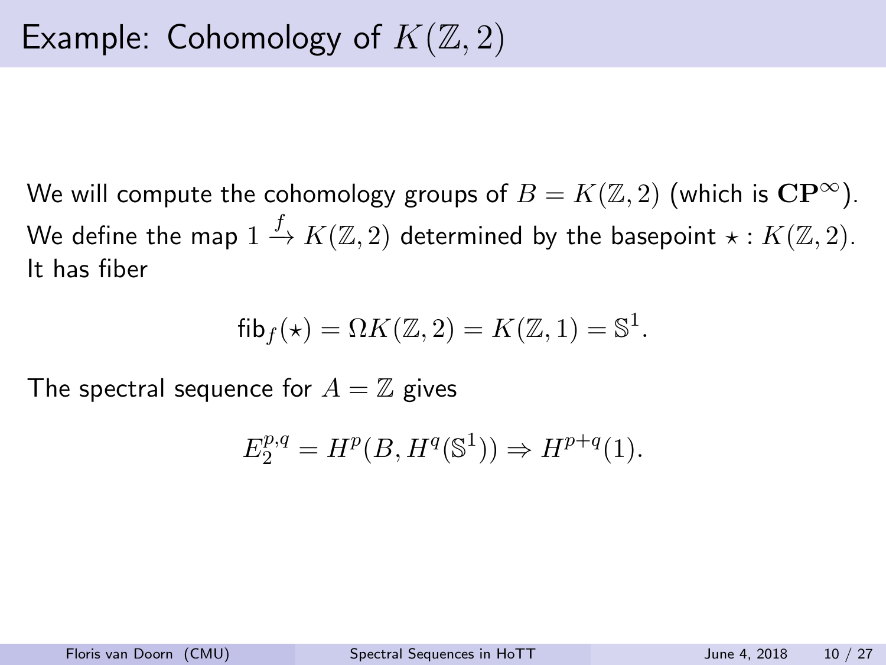# Example: Cohomology of $K(\mathbb{Z}, 2)$

We will compute the cohomology groups of $B = K(\mathbb{Z}, 2)$ (which is $\mathbf{CP}^\infty$). We define the map $1 \xrightarrow{f} K(\mathbb{Z}, 2)$ determined by the basepoint $\star : K(\mathbb{Z}, 2)$. It has fiber

$$\mathsf{fib}_f(\star) = \Omega K(\mathbb{Z}, 2) = K(\mathbb{Z}, 1) = \mathbb{S}^1.$$

The spectral sequence for $A = \mathbb{Z}$ gives

$$E_2^{p,q} = H^p(B, H^q(\mathbb{S}^1)) \Rightarrow H^{p+q}(1).$$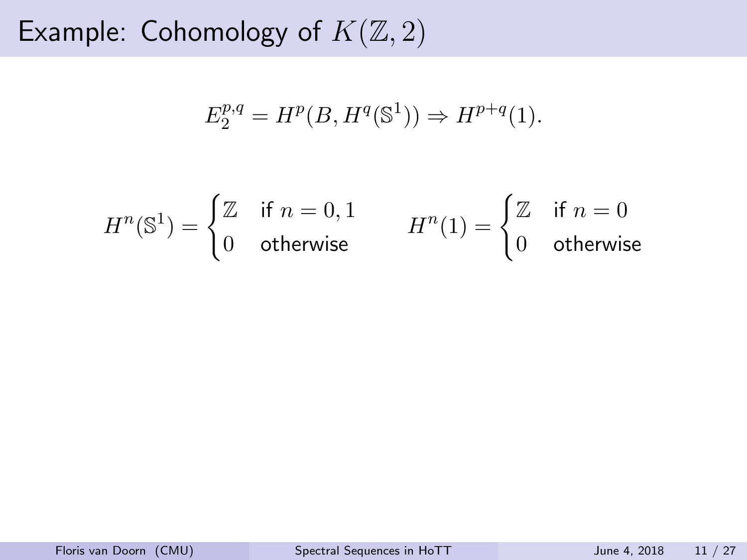# Example: Cohomology of $K(\mathbb{Z}, 2)$

$$E_2^{p,q} = H^p(B, H^q(\mathbb{S}^1)) \Rightarrow H^{p+q}(1).$$

$$H^n(\mathbb{S}^1) = \begin{cases} \mathbb{Z} & \text{if } n = 0, 1 \\ 0 & \text{otherwise} \end{cases} \qquad H^n(1) = \begin{cases} \mathbb{Z} & \text{if } n = 0 \\ 0 & \text{otherwise} \end{cases}$$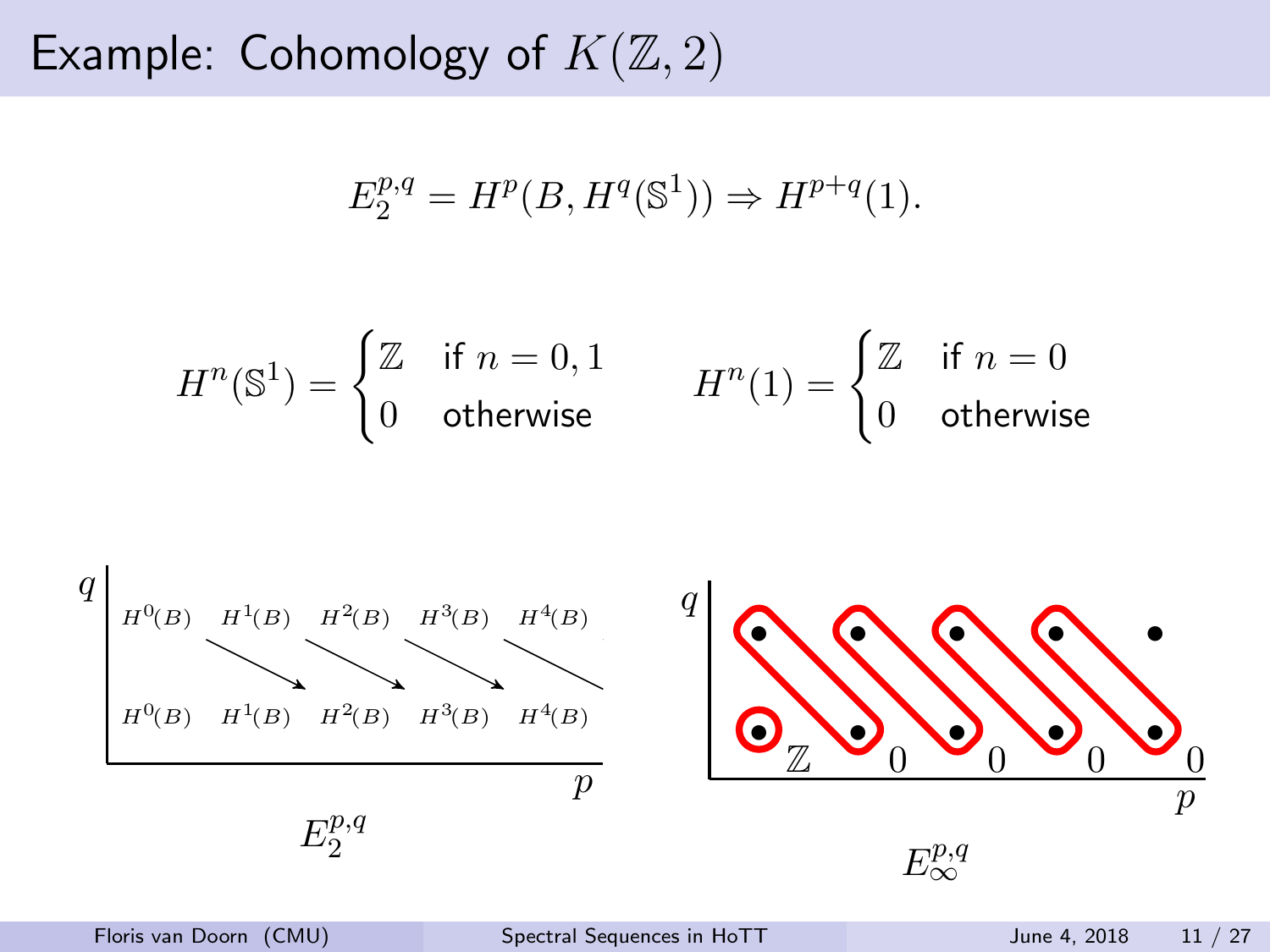# Example: Cohomology of $K(\mathbb{Z}, 2)$

$$E_2^{p,q} = H^p(B, H^q(\mathbb{S}^1)) \Rightarrow H^{p+q}(1).$$

$$H^n(\mathbb{S}^1) = \begin{cases} \mathbb{Z} & \text{if } n = 0, 1 \\ 0 & \text{otherwise} \end{cases} \qquad H^n(1) = \begin{cases} \mathbb{Z} & \text{if } n = 0 \\ 0 & \text{otherwise} \end{cases}$$

| $q$ | | | | | |
|---|---|---|---|---|---|
| | $H^0(B)$ | $H^1(B)$ | $H^2(B)$ | $H^3(B)$ | $H^4(B)$ |
| | $H^0(B)$ | $H^1(B)$ | $H^2(B)$ | $H^3(B)$ | $H^4(B)$ |
| | | | | | $p$ |

$E_2^{p,q}$

$\mathbb{Z}$ &nbsp; $0$ &nbsp; $0$ &nbsp; $0$ &nbsp; $0$

$E_\infty^{p,q}$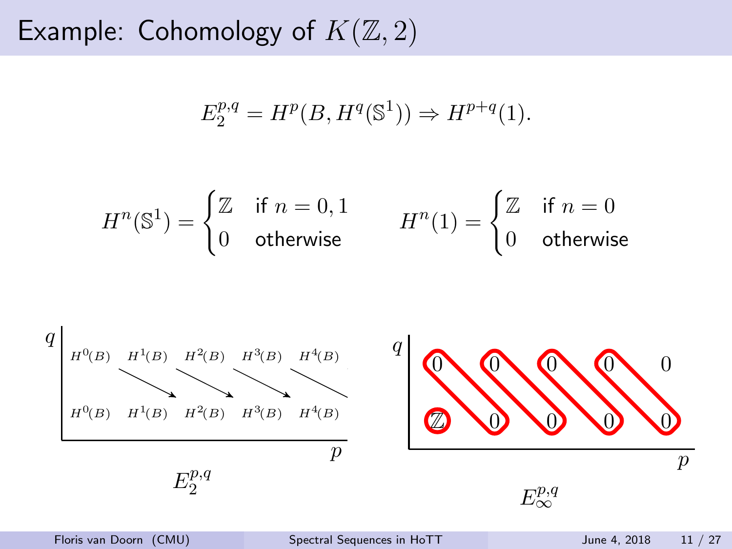# Example: Cohomology of $K(\mathbb{Z}, 2)$

$$E_2^{p,q} = H^p(B, H^q(\mathbb{S}^1)) \Rightarrow H^{p+q}(1).$$

$$H^n(\mathbb{S}^1) = \begin{cases} \mathbb{Z} & \text{if } n = 0, 1 \\ 0 & \text{otherwise} \end{cases} \qquad H^n(1) = \begin{cases} \mathbb{Z} & \text{if } n = 0 \\ 0 & \text{otherwise} \end{cases}$$

$E_2^{p,q}$:

| $q$ | | | | | |
|---|---|---|---|---|---|
| 1 | $H^0(B)$ | $H^1(B)$ | $H^2(B)$ | $H^3(B)$ | $H^4(B)$ |
| 0 | $H^0(B)$ | $H^1(B)$ | $H^2(B)$ | $H^3(B)$ | $H^4(B)$ |
| | | | | | $p$ |

(differentials $H^p(B) \to H^{p+2}(B)$ from row $q=1$ to row $q=0$)

$E_\infty^{p,q}$:

| $q$ | | | | | |
|---|---|---|---|---|---|
| 1 | 0 | 0 | 0 | 0 | 0 |
| 0 | $\mathbb{Z}$ | 0 | 0 | 0 | 0 |
| | | | | | $p$ |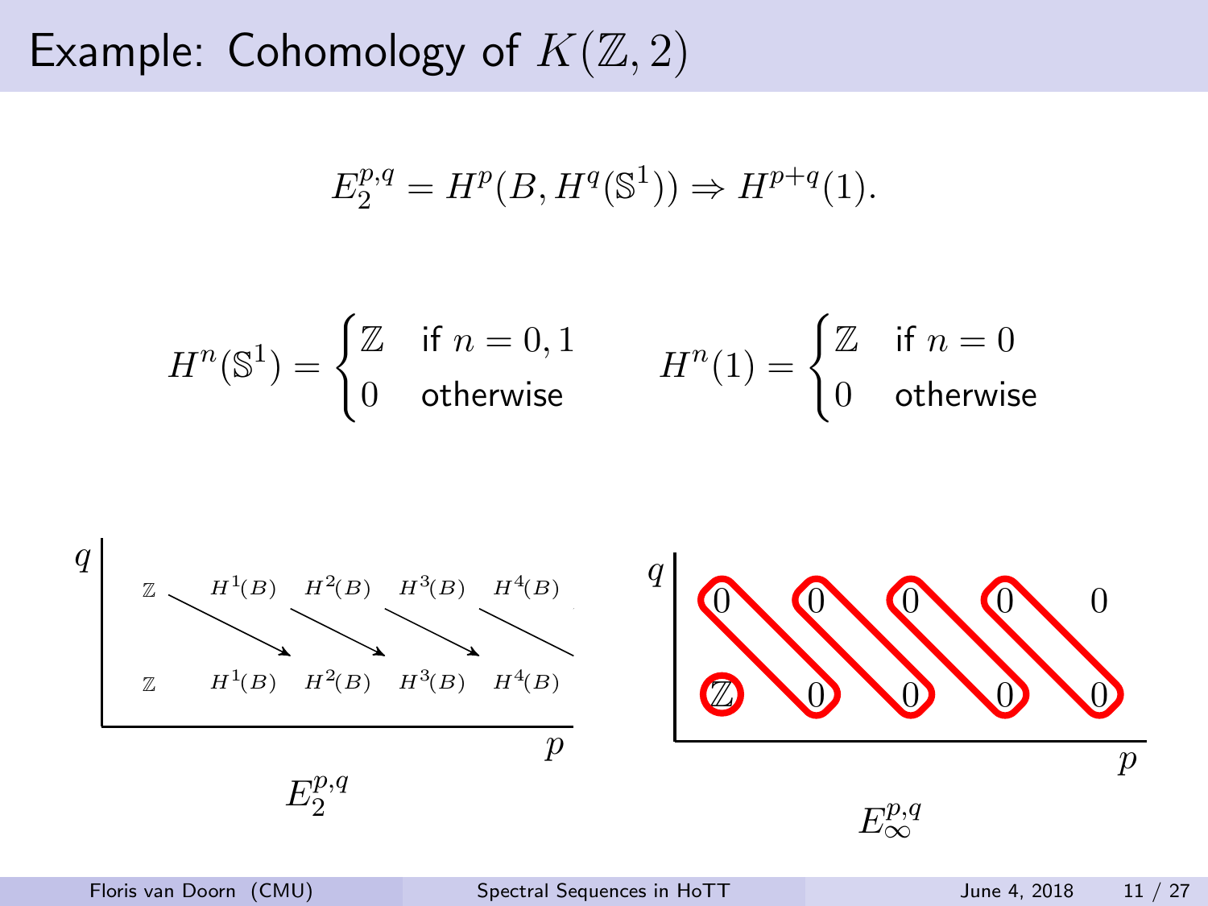# Example: Cohomology of $K(\mathbb{Z}, 2)$

$$E_2^{p,q} = H^p(B, H^q(\mathbb{S}^1)) \Rightarrow H^{p+q}(1).$$

$$H^n(\mathbb{S}^1) = \begin{cases} \mathbb{Z} & \text{if } n = 0, 1 \\ 0 & \text{otherwise} \end{cases} \qquad H^n(1) = \begin{cases} \mathbb{Z} & \text{if } n = 0 \\ 0 & \text{otherwise} \end{cases}$$

| $q$ | | | | |
|---|---|---|---|---|
| $\mathbb{Z}$ | $H^1(B)$ | $H^2(B)$ | $H^3(B)$ | $H^4(B)$ |
| $\mathbb{Z}$ | $H^1(B)$ | $H^2(B)$ | $H^3(B)$ | $H^4(B)$ |

$E_2^{p,q}$

| $q$ | | | | |
|---|---|---|---|---|
| 0 | 0 | 0 | 0 | 0 |
| $\mathbb{Z}$ | 0 | 0 | 0 | 0 |

$E_\infty^{p,q}$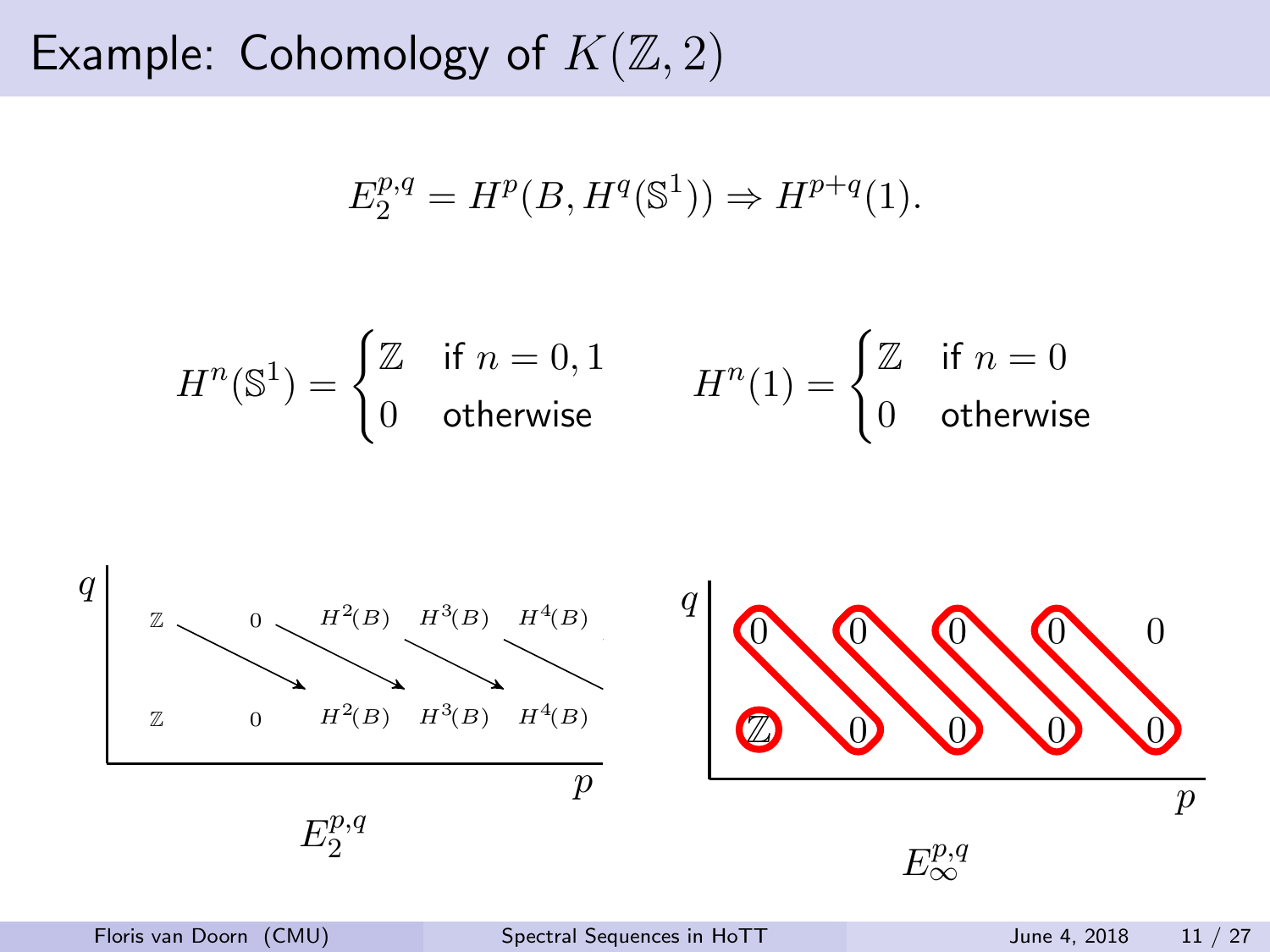# Example: Cohomology of $K(\mathbb{Z}, 2)$

$$E_2^{p,q} = H^p(B, H^q(\mathbb{S}^1)) \Rightarrow H^{p+q}(1).$$

$$H^n(\mathbb{S}^1) = \begin{cases} \mathbb{Z} & \text{if } n = 0, 1 \\ 0 & \text{otherwise} \end{cases} \qquad H^n(1) = \begin{cases} \mathbb{Z} & \text{if } n = 0 \\ 0 & \text{otherwise} \end{cases}$$

$E_2^{p,q}$:

| $q$ \ $p$ | | | | | |
|---|---|---|---|---|---|
| 1 | $\mathbb{Z}$ | $0$ | $H^2(B)$ | $H^3(B)$ | $H^4(B)$ |
| 0 | $\mathbb{Z}$ | $0$ | $H^2(B)$ | $H^3(B)$ | $H^4(B)$ |

$E_\infty^{p,q}$:

| $q$ \ $p$ | | | | | |
|---|---|---|---|---|---|
| 1 | $0$ | $0$ | $0$ | $0$ | $0$ |
| 0 | $\mathbb{Z}$ | $0$ | $0$ | $0$ | $0$ |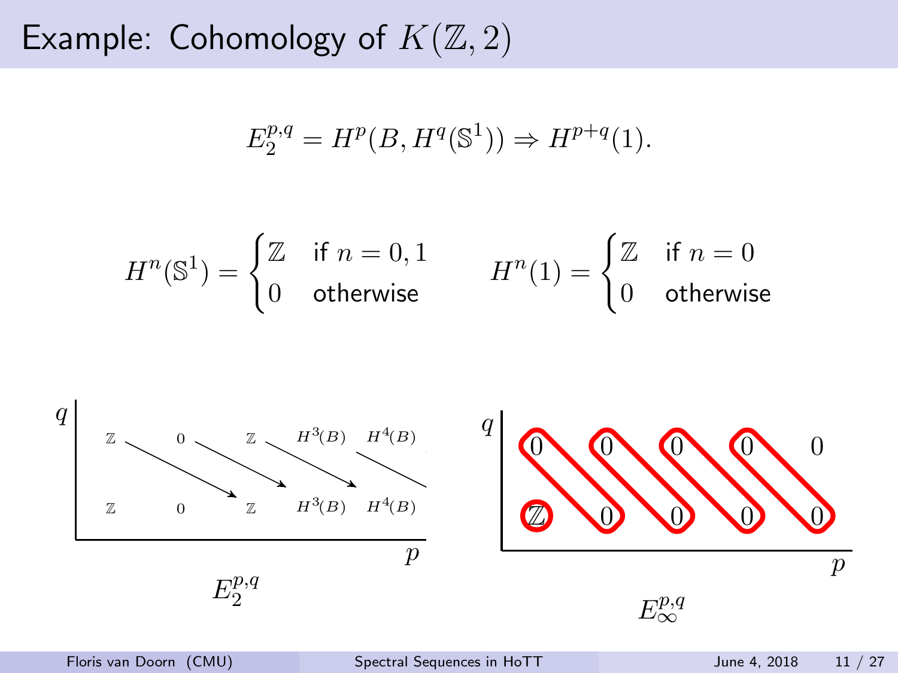# Example: Cohomology of $K(\mathbb{Z}, 2)$

$$E_2^{p,q} = H^p(B, H^q(\mathbb{S}^1)) \Rightarrow H^{p+q}(1).$$

$$H^n(\mathbb{S}^1) = \begin{cases} \mathbb{Z} & \text{if } n = 0, 1 \\ 0 & \text{otherwise} \end{cases} \qquad H^n(1) = \begin{cases} \mathbb{Z} & \text{if } n = 0 \\ 0 & \text{otherwise} \end{cases}$$

| $q$ | | | | | |
|---|---|---|---|---|---|
| 1 | $\mathbb{Z}$ | 0 | $\mathbb{Z}$ | $H^3(B)$ | $H^4(B)$ |
| 0 | $\mathbb{Z}$ | 0 | $\mathbb{Z}$ | $H^3(B)$ | $H^4(B)$ |

$E_2^{p,q}$ (axis $p$)

| $q$ | | | | | |
|---|---|---|---|---|---|
| 1 | 0 | 0 | 0 | 0 | 0 |
| 0 | $\mathbb{Z}$ | 0 | 0 | 0 | 0 |

$E_\infty^{p,q}$ (axis $p$)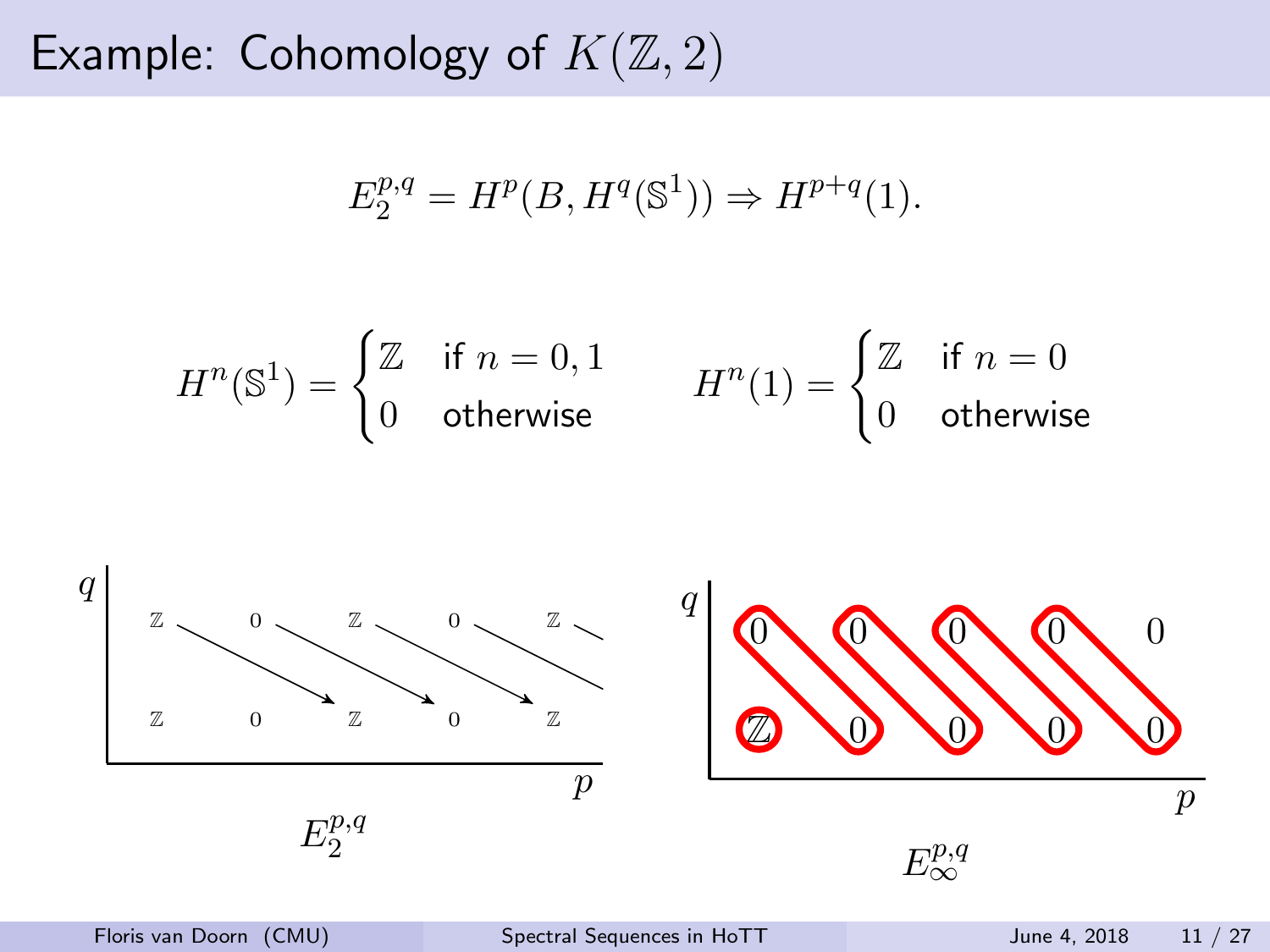# Example: Cohomology of $K(\mathbb{Z}, 2)$

$$E_2^{p,q} = H^p(B, H^q(\mathbb{S}^1)) \Rightarrow H^{p+q}(1).$$

$$H^n(\mathbb{S}^1) = \begin{cases} \mathbb{Z} & \text{if } n = 0, 1 \\ 0 & \text{otherwise} \end{cases} \qquad H^n(1) = \begin{cases} \mathbb{Z} & \text{if } n = 0 \\ 0 & \text{otherwise} \end{cases}$$

$E_2^{p,q}$:

| $q$ \ $p$ | 0 | 1 | 2 | 3 | 4 |
|---|---|---|---|---|---|
| 1 | $\mathbb{Z}$ | 0 | $\mathbb{Z}$ | 0 | $\mathbb{Z}$ |
| 0 | $\mathbb{Z}$ | 0 | $\mathbb{Z}$ | 0 | $\mathbb{Z}$ |

$E_\infty^{p,q}$:

| $q$ \ $p$ | 0 | 1 | 2 | 3 | 4 |
|---|---|---|---|---|---|
| 1 | 0 | 0 | 0 | 0 | 0 |
| 0 | $\mathbb{Z}$ | 0 | 0 | 0 | 0 |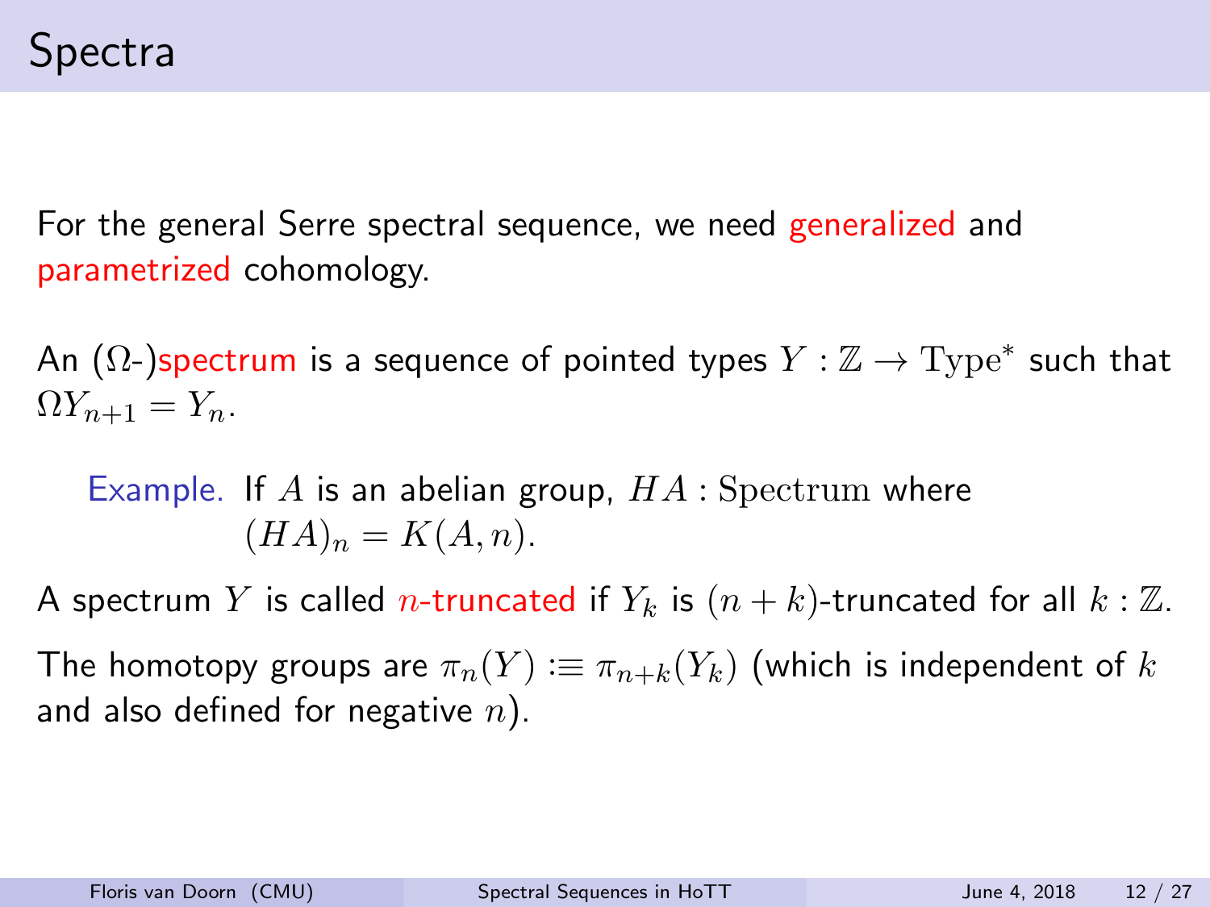# Spectra

For the general Serre spectral sequence, we need generalized and parametrized cohomology.

An ($\Omega$-)spectrum is a sequence of pointed types $Y : \mathbb{Z} \to \mathrm{Type}^*$ such that $\Omega Y_{n+1} = Y_n$.

> Example. If $A$ is an abelian group, $HA : \mathrm{Spectrum}$ where $(HA)_n = K(A, n)$.

A spectrum $Y$ is called $n$-truncated if $Y_k$ is $(n+k)$-truncated for all $k : \mathbb{Z}$.

The homotopy groups are $\pi_n(Y) :\equiv \pi_{n+k}(Y_k)$ (which is independent of $k$ and also defined for negative $n$).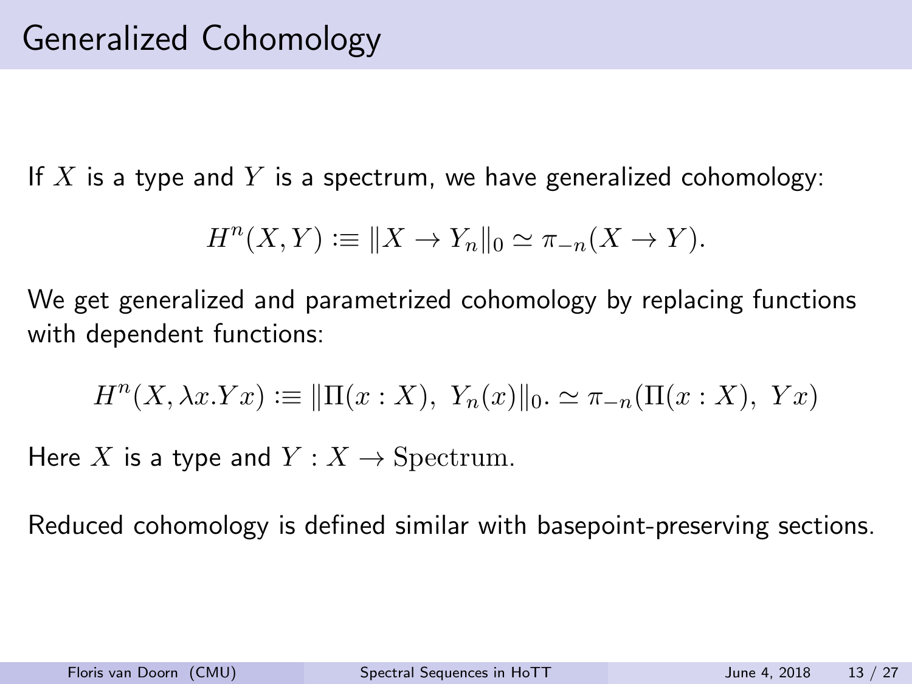# Generalized Cohomology

If $X$ is a type and $Y$ is a spectrum, we have generalized cohomology:

$$H^n(X, Y) :\equiv \|X \to Y_n\|_0 \simeq \pi_{-n}(X \to Y).$$

We get generalized and parametrized cohomology by replacing functions with dependent functions:

$$H^n(X, \lambda x.Yx) :\equiv \|\Pi(x : X),\ Y_n(x)\|_0. \simeq \pi_{-n}(\Pi(x : X),\ Yx)$$

Here $X$ is a type and $Y : X \to \mathrm{Spectrum}$.

Reduced cohomology is defined similar with basepoint-preserving sections.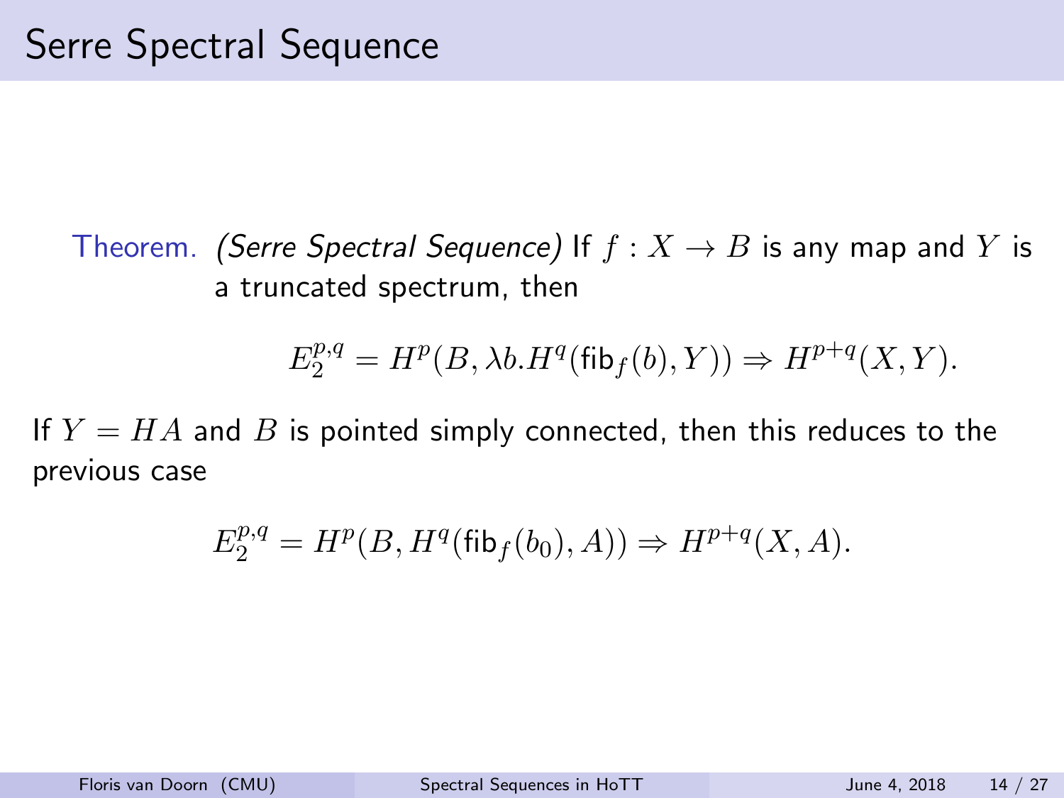# Serre Spectral Sequence

**Theorem.** *(Serre Spectral Sequence)* If $f : X \to B$ is any map and $Y$ is a truncated spectrum, then

$$E_2^{p,q} = H^p(B, \lambda b.H^q(\mathsf{fib}_f(b), Y)) \Rightarrow H^{p+q}(X, Y).$$

If $Y = HA$ and $B$ is pointed simply connected, then this reduces to the previous case

$$E_2^{p,q} = H^p(B, H^q(\mathsf{fib}_f(b_0), A)) \Rightarrow H^{p+q}(X, A).$$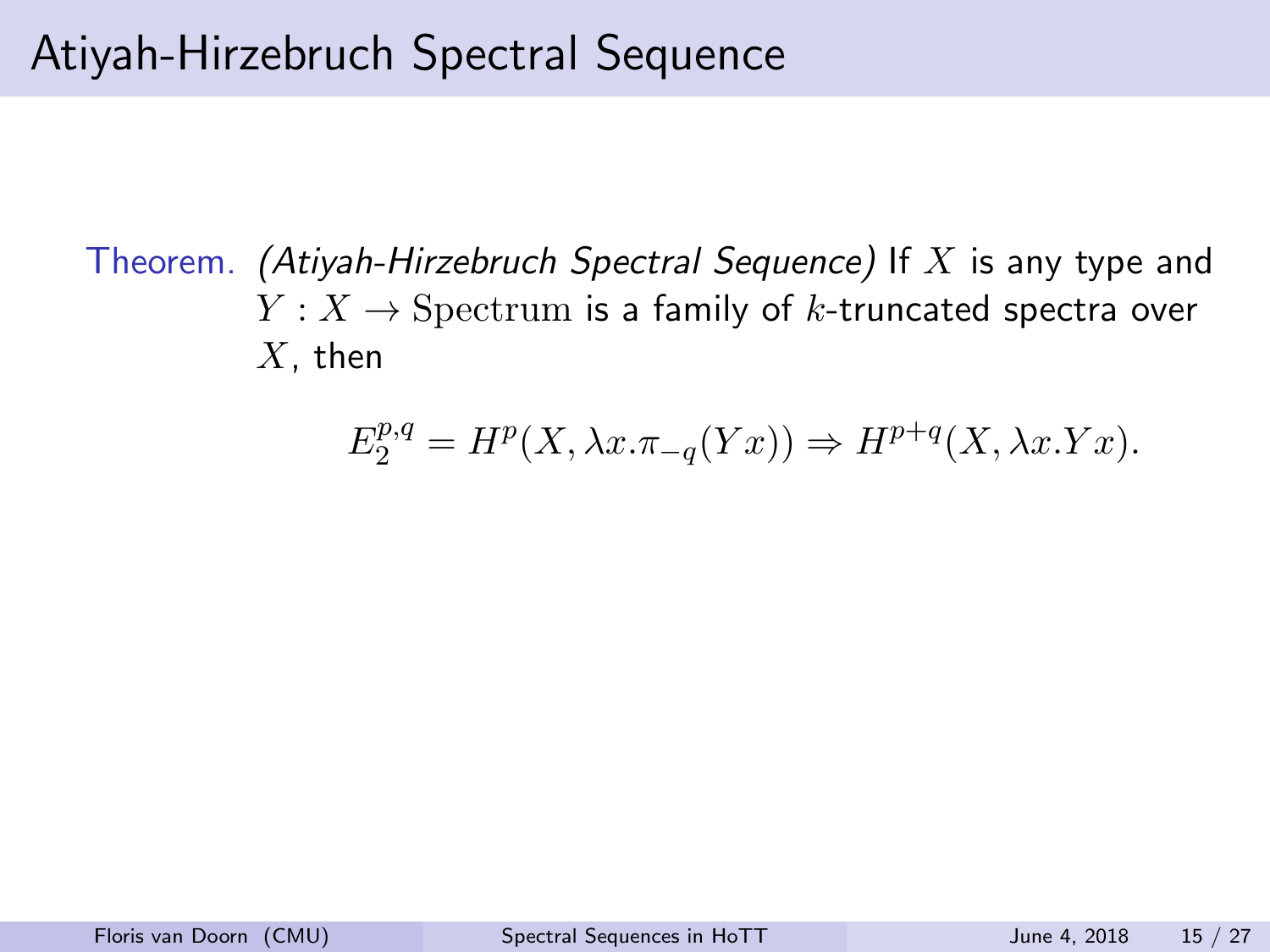# Atiyah-Hirzebruch Spectral Sequence

Theorem. *(Atiyah-Hirzebruch Spectral Sequence)* If $X$ is any type and $Y : X \to \mathrm{Spectrum}$ is a family of $k$-truncated spectra over $X$, then

$$E_2^{p,q} = H^p(X, \lambda x.\pi_{-q}(Yx)) \Rightarrow H^{p+q}(X, \lambda x.Yx).$$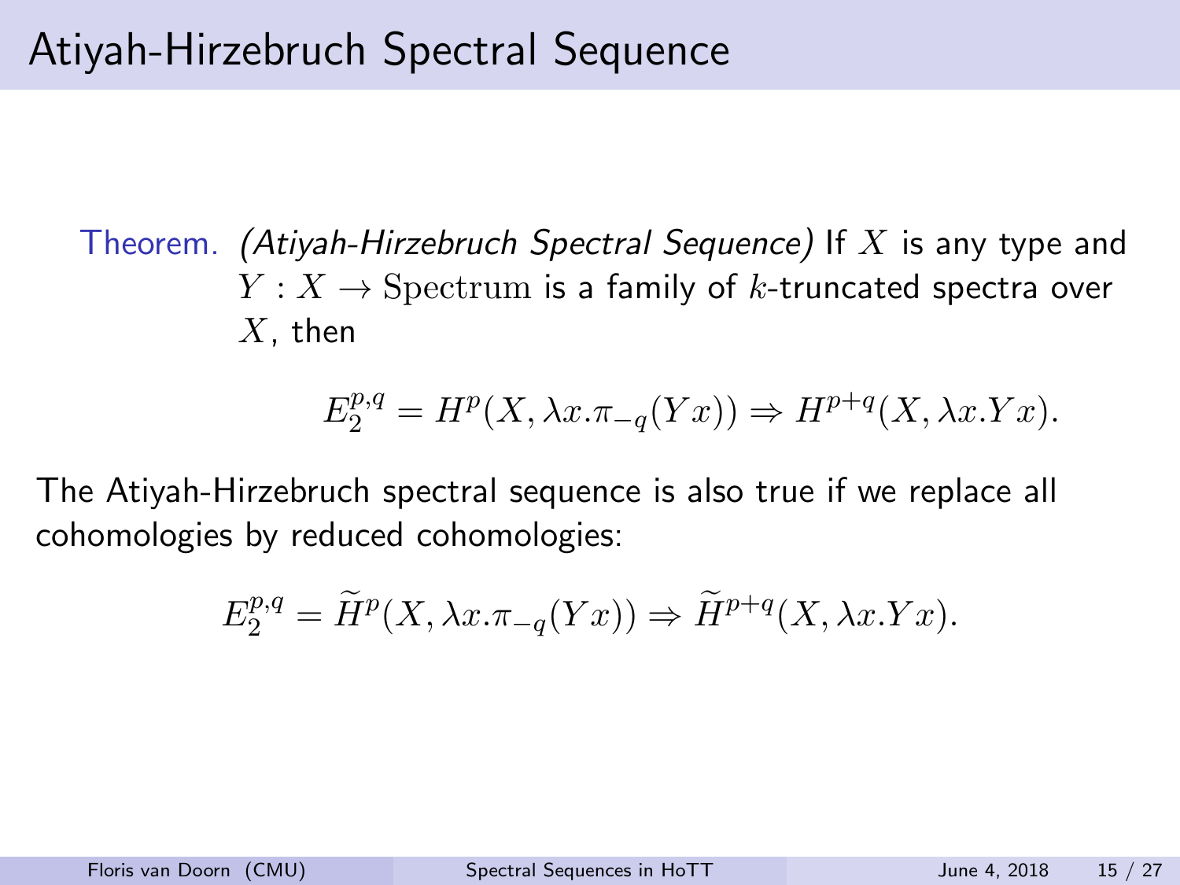# Atiyah-Hirzebruch Spectral Sequence

**Theorem.** *(Atiyah-Hirzebruch Spectral Sequence)* If $X$ is any type and $Y : X \to \mathrm{Spectrum}$ is a family of $k$-truncated spectra over $X$, then

$$E_2^{p,q} = H^p(X, \lambda x.\pi_{-q}(Yx)) \Rightarrow H^{p+q}(X, \lambda x.Yx).$$

The Atiyah-Hirzebruch spectral sequence is also true if we replace all cohomologies by reduced cohomologies:

$$E_2^{p,q} = \widetilde{H}^p(X, \lambda x.\pi_{-q}(Yx)) \Rightarrow \widetilde{H}^{p+q}(X, \lambda x.Yx).$$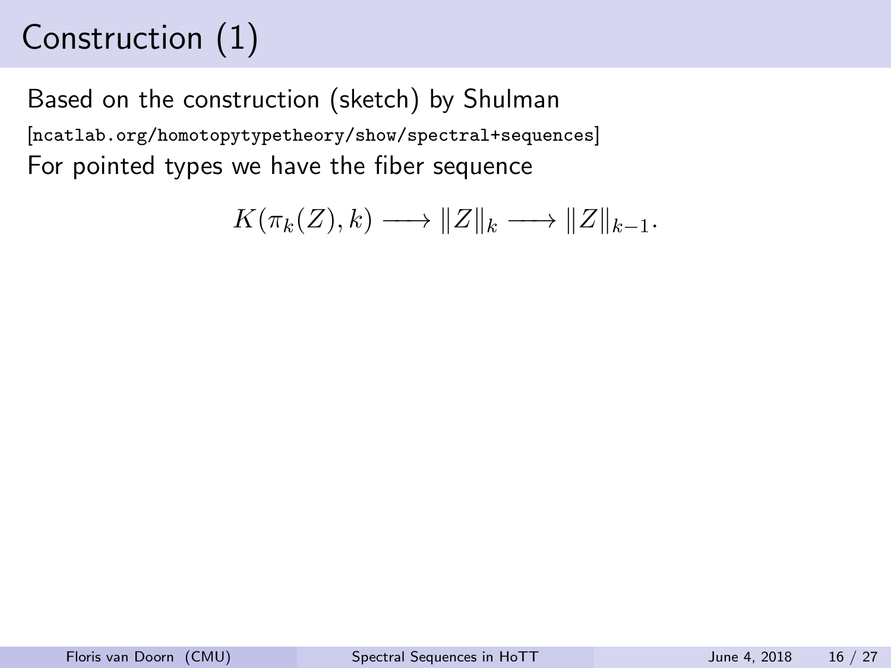# Construction (1)

Based on the construction (sketch) by Shulman

[ncatlab.org/homotopytypetheory/show/spectral+sequences]

For pointed types we have the fiber sequence

$$K(\pi_k(Z), k) \longrightarrow \|Z\|_k \longrightarrow \|Z\|_{k-1}.$$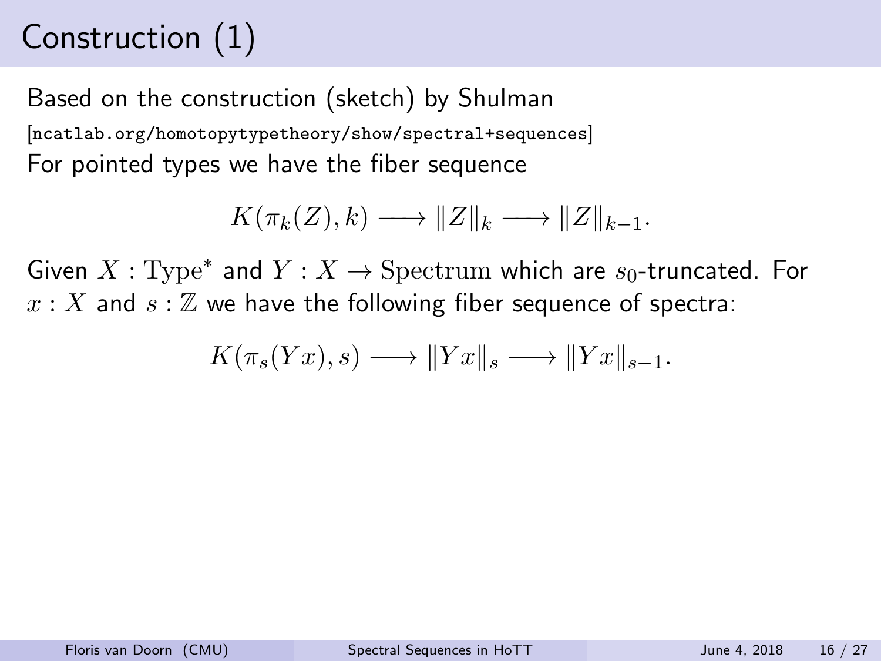# Construction (1)

Based on the construction (sketch) by Shulman
[ncatlab.org/homotopytypetheory/show/spectral+sequences]
For pointed types we have the fiber sequence

$$K(\pi_k(Z), k) \longrightarrow \|Z\|_k \longrightarrow \|Z\|_{k-1}.$$

Given $X : \mathrm{Type}^*$ and $Y : X \to \mathrm{Spectrum}$ which are $s_0$-truncated. For $x : X$ and $s : \mathbb{Z}$ we have the following fiber sequence of spectra:

$$K(\pi_s(Yx), s) \longrightarrow \|Yx\|_s \longrightarrow \|Yx\|_{s-1}.$$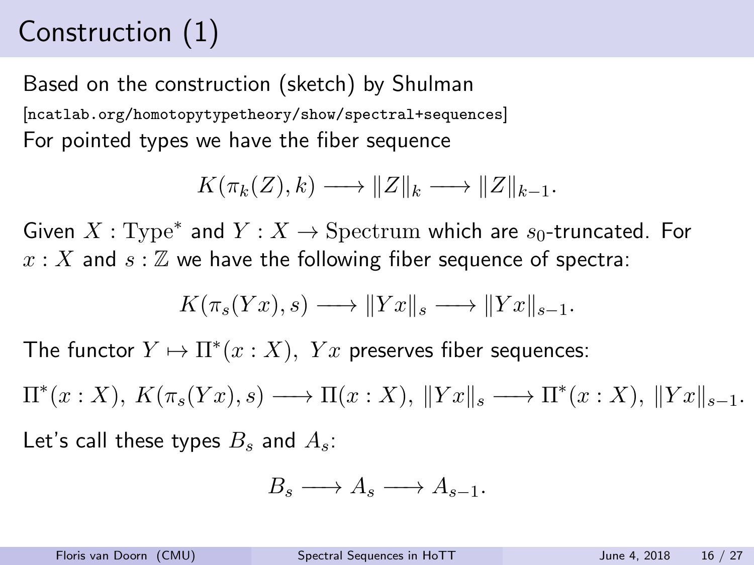# Construction (1)

Based on the construction (sketch) by Shulman
[ncatlab.org/homotopytypetheory/show/spectral+sequences]
For pointed types we have the fiber sequence

$$K(\pi_k(Z), k) \longrightarrow \|Z\|_k \longrightarrow \|Z\|_{k-1}.$$

Given $X : \mathrm{Type}^*$ and $Y : X \to \mathrm{Spectrum}$ which are $s_0$-truncated. For $x : X$ and $s : \mathbb{Z}$ we have the following fiber sequence of spectra:

$$K(\pi_s(Yx), s) \longrightarrow \|Yx\|_s \longrightarrow \|Yx\|_{s-1}.$$

The functor $Y \mapsto \Pi^*(x : X),\ Yx$ preserves fiber sequences:

$$\Pi^*(x : X),\ K(\pi_s(Yx), s) \longrightarrow \Pi(x : X),\ \|Yx\|_s \longrightarrow \Pi^*(x : X),\ \|Yx\|_{s-1}.$$

Let's call these types $B_s$ and $A_s$:

$$B_s \longrightarrow A_s \longrightarrow A_{s-1}.$$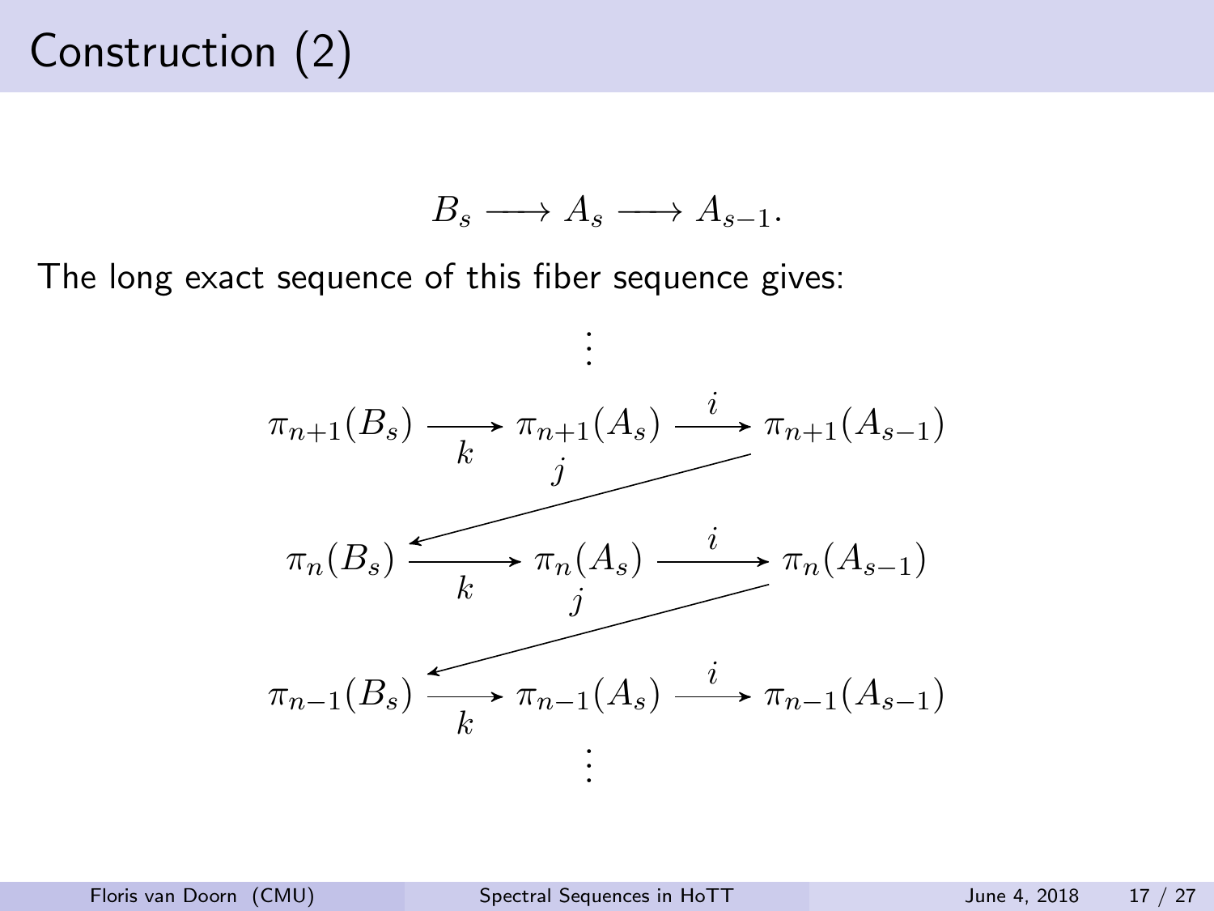# Construction (2)

$$B_s \longrightarrow A_s \longrightarrow A_{s-1}.$$

The long exact sequence of this fiber sequence gives:

$$\begin{array}{ccccc}
 & & \vdots & & \\
\pi_{n+1}(B_s) & \xrightarrow{k} & \pi_{n+1}(A_s) & \xrightarrow{i} & \pi_{n+1}(A_{s-1}) \\
 & & \xleftarrow{j} & & \\
\pi_{n}(B_s) & \xrightarrow{k} & \pi_{n}(A_s) & \xrightarrow{i} & \pi_{n}(A_{s-1}) \\
 & & \xleftarrow{j} & & \\
\pi_{n-1}(B_s) & \xrightarrow{k} & \pi_{n-1}(A_s) & \xrightarrow{i} & \pi_{n-1}(A_{s-1}) \\
 & & \vdots & &
\end{array}$$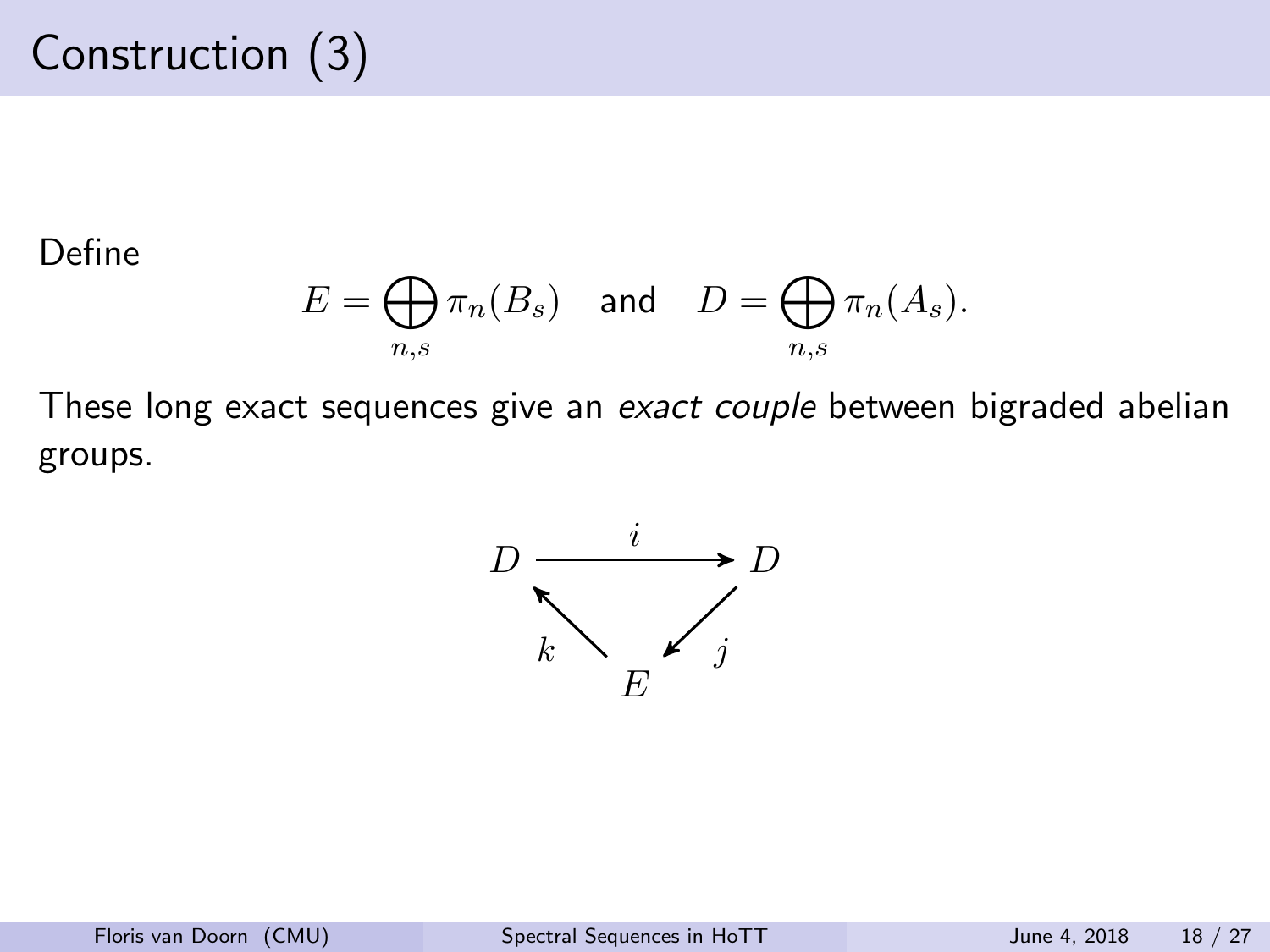# Construction (3)

Define

$$E = \bigoplus_{n,s} \pi_n(B_s) \quad \text{and} \quad D = \bigoplus_{n,s} \pi_n(A_s).$$

These long exact sequences give an *exact couple* between bigraded abelian groups.

$$\begin{array}{ccc} D & \xrightarrow{\quad i \quad} & D \\ & {\scriptstyle k}\nwarrow \quad \swarrow{\scriptstyle j} & \\ & E & \end{array}$$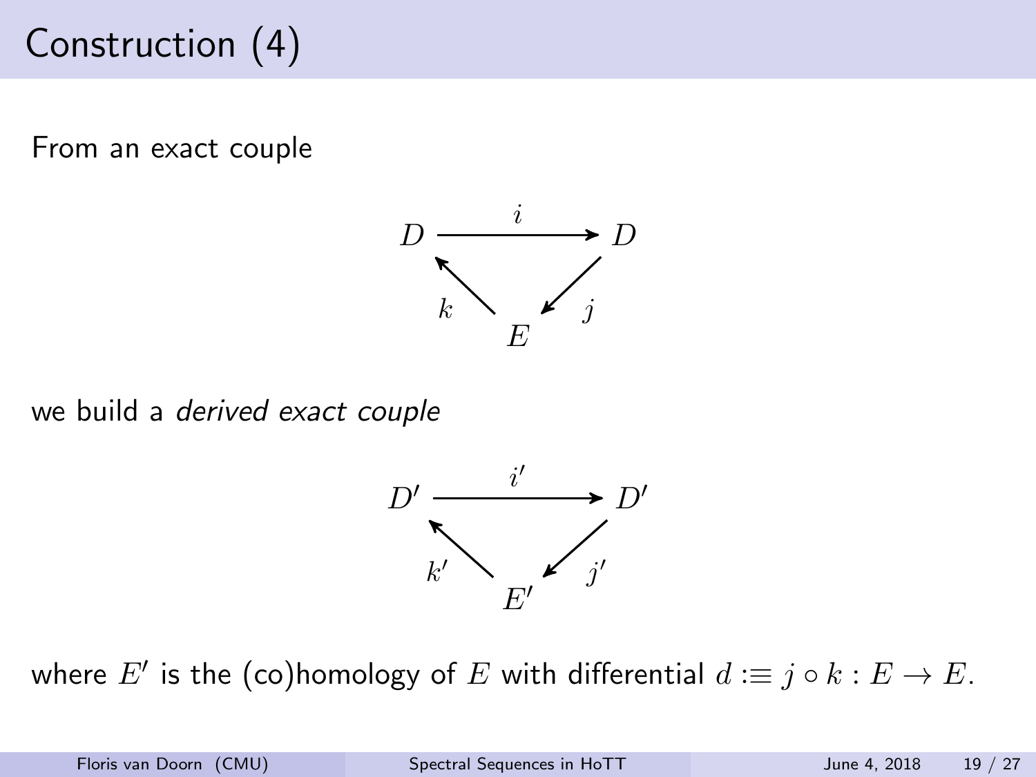# Construction (4)

From an exact couple

$$
\begin{array}{ccc}
D & \xrightarrow{\;i\;} & D \\
& {}_{k}\nwarrow \quad \swarrow_{j} & \\
& E &
\end{array}
$$

we build a *derived exact couple*

$$
\begin{array}{ccc}
D' & \xrightarrow{\;i'\;} & D' \\
& {}_{k'}\nwarrow \quad \swarrow_{j'} & \\
& E' &
\end{array}
$$

where $E'$ is the (co)homology of $E$ with differential $d :\equiv j \circ k : E \to E$.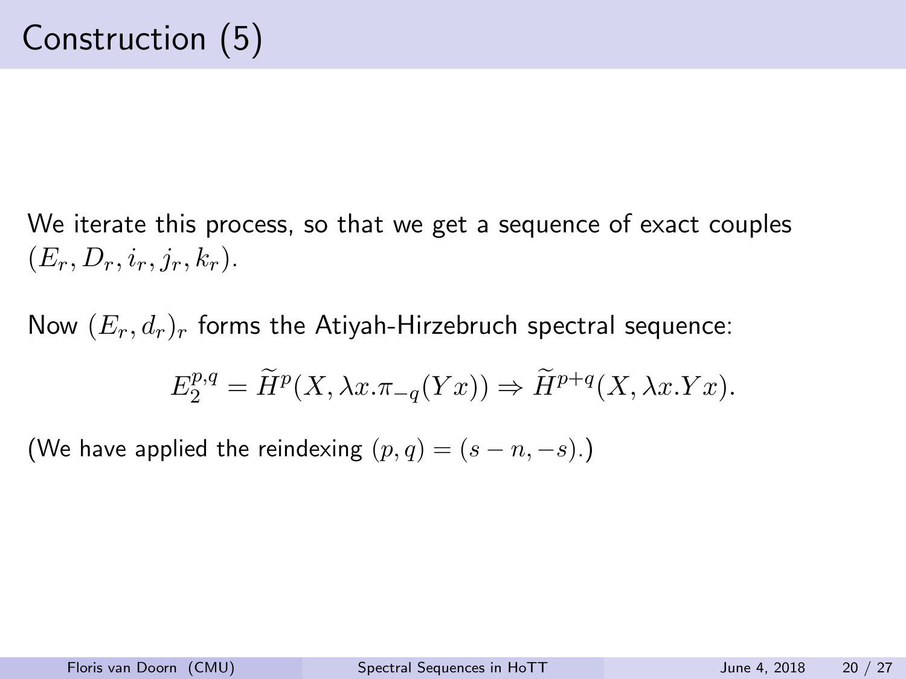# Construction (5)

We iterate this process, so that we get a sequence of exact couples $(E_r, D_r, i_r, j_r, k_r)$.

Now $(E_r, d_r)_r$ forms the Atiyah-Hirzebruch spectral sequence:

$$E_2^{p,q} = \widetilde{H}^p(X, \lambda x.\pi_{-q}(Yx)) \Rightarrow \widetilde{H}^{p+q}(X, \lambda x.Yx).$$

(We have applied the reindexing $(p, q) = (s - n, -s)$.)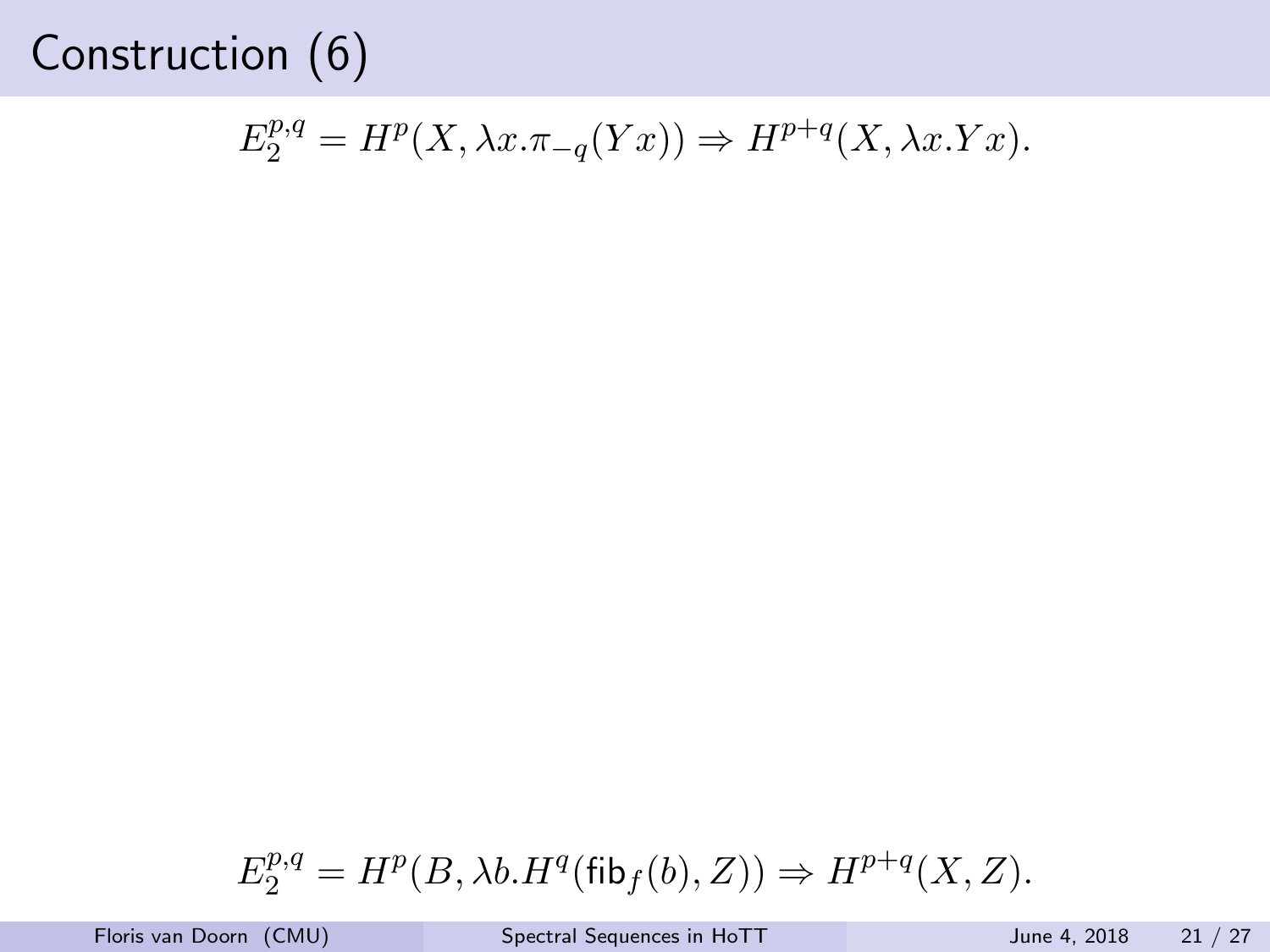# Construction (6)

$$E_2^{p,q} = H^p(X, \lambda x.\pi_{-q}(Yx)) \Rightarrow H^{p+q}(X, \lambda x.Yx).$$

$$E_2^{p,q} = H^p(B, \lambda b.H^q(\mathsf{fib}_f(b), Z)) \Rightarrow H^{p+q}(X, Z).$$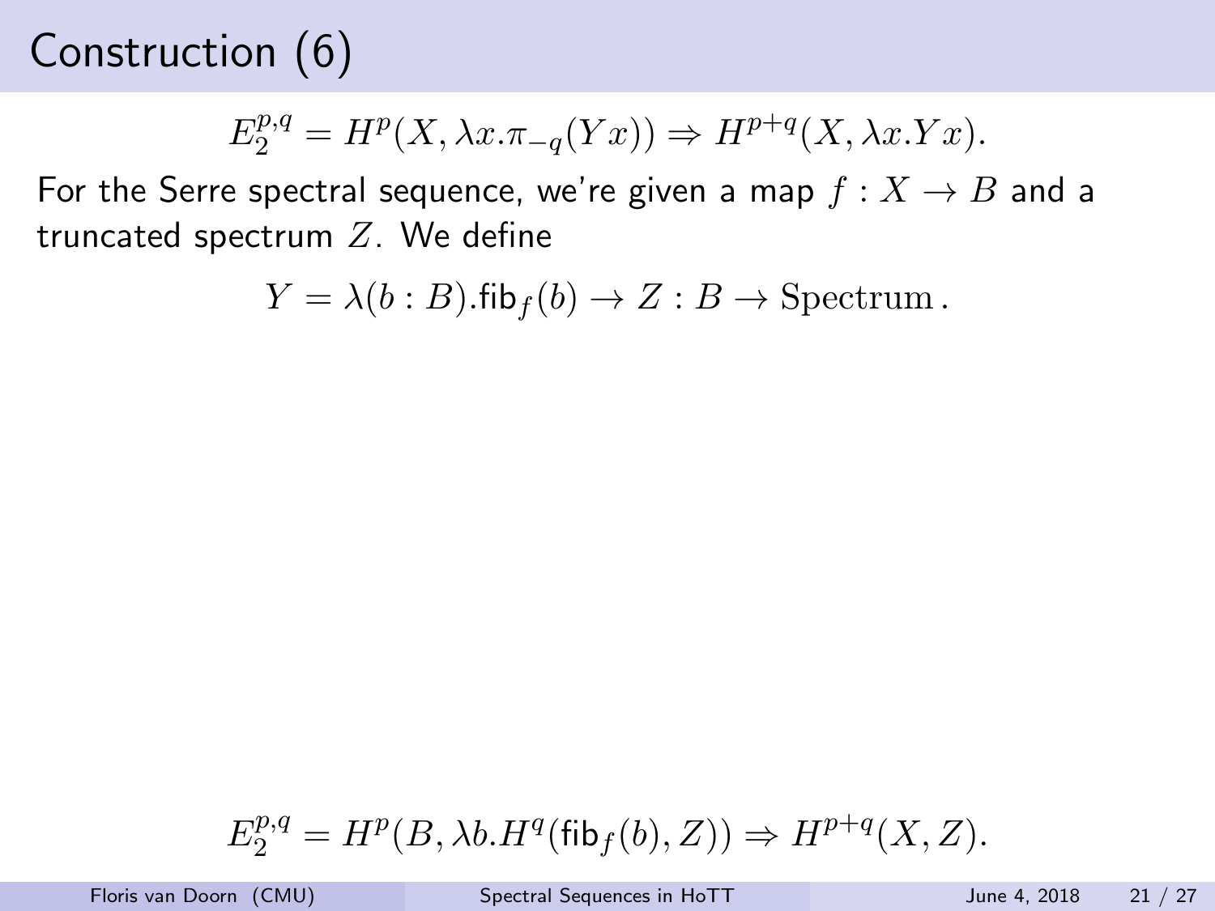# Construction (6)

$$E_2^{p,q} = H^p(X, \lambda x.\pi_{-q}(Yx)) \Rightarrow H^{p+q}(X, \lambda x.Yx).$$

For the Serre spectral sequence, we're given a map $f : X \to B$ and a truncated spectrum $Z$. We define

$$Y = \lambda(b : B).\mathsf{fib}_f(b) \to Z : B \to \mathrm{Spectrum}\,.$$

$$E_2^{p,q} = H^p(B, \lambda b.H^q(\mathsf{fib}_f(b), Z)) \Rightarrow H^{p+q}(X, Z).$$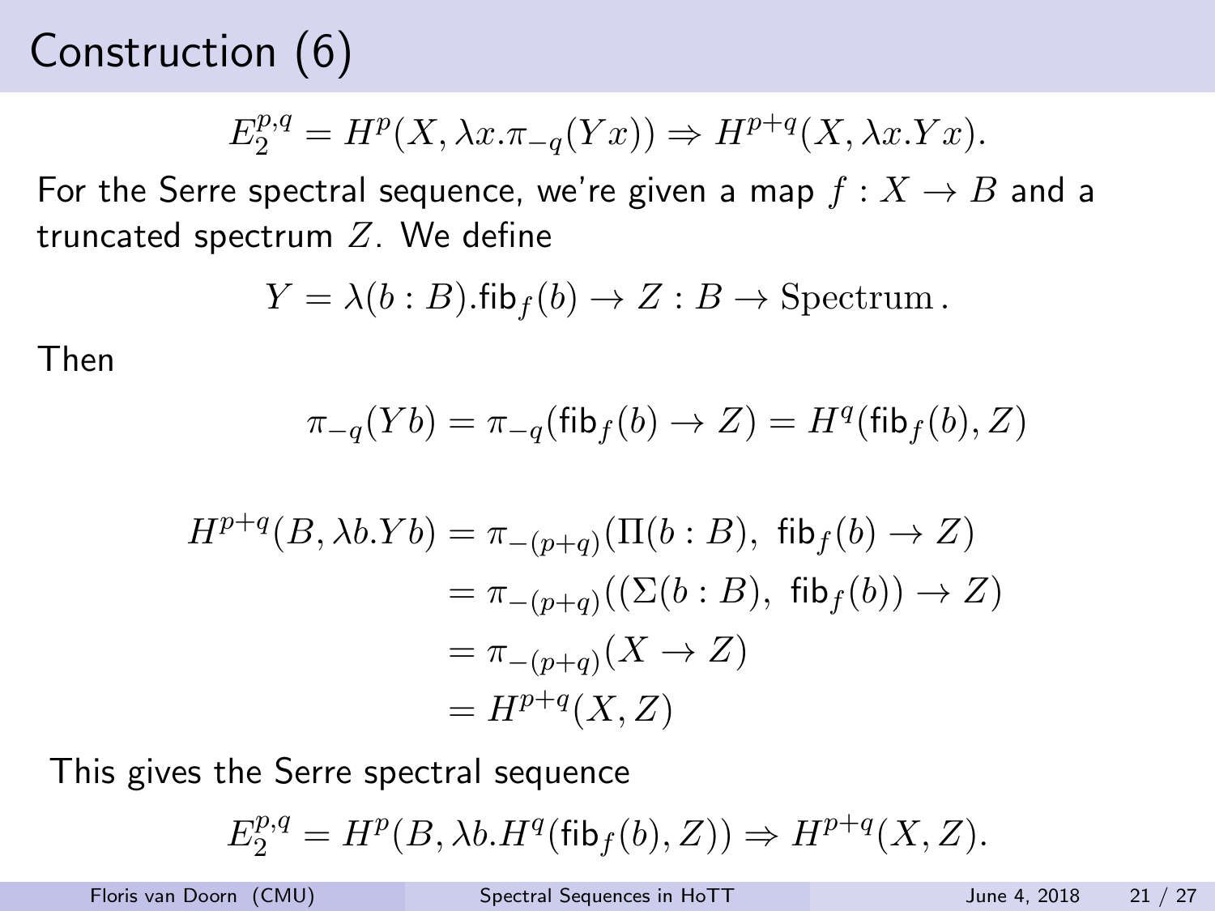# Construction (6)

$$E_2^{p,q} = H^p(X, \lambda x.\pi_{-q}(Yx)) \Rightarrow H^{p+q}(X, \lambda x.Yx).$$

For the Serre spectral sequence, we're given a map $f : X \to B$ and a truncated spectrum $Z$. We define

$$Y = \lambda(b : B).\mathsf{fib}_f(b) \to Z : B \to \text{Spectrum}\,.$$

Then

$$\pi_{-q}(Yb) = \pi_{-q}(\mathsf{fib}_f(b) \to Z) = H^q(\mathsf{fib}_f(b), Z)$$

$$\begin{aligned}
H^{p+q}(B, \lambda b.Yb) &= \pi_{-(p+q)}(\Pi(b : B),\ \mathsf{fib}_f(b) \to Z) \\
&= \pi_{-(p+q)}((\Sigma(b : B),\ \mathsf{fib}_f(b)) \to Z) \\
&= \pi_{-(p+q)}(X \to Z) \\
&= H^{p+q}(X, Z)
\end{aligned}$$

This gives the Serre spectral sequence

$$E_2^{p,q} = H^p(B, \lambda b.H^q(\mathsf{fib}_f(b), Z)) \Rightarrow H^{p+q}(X, Z).$$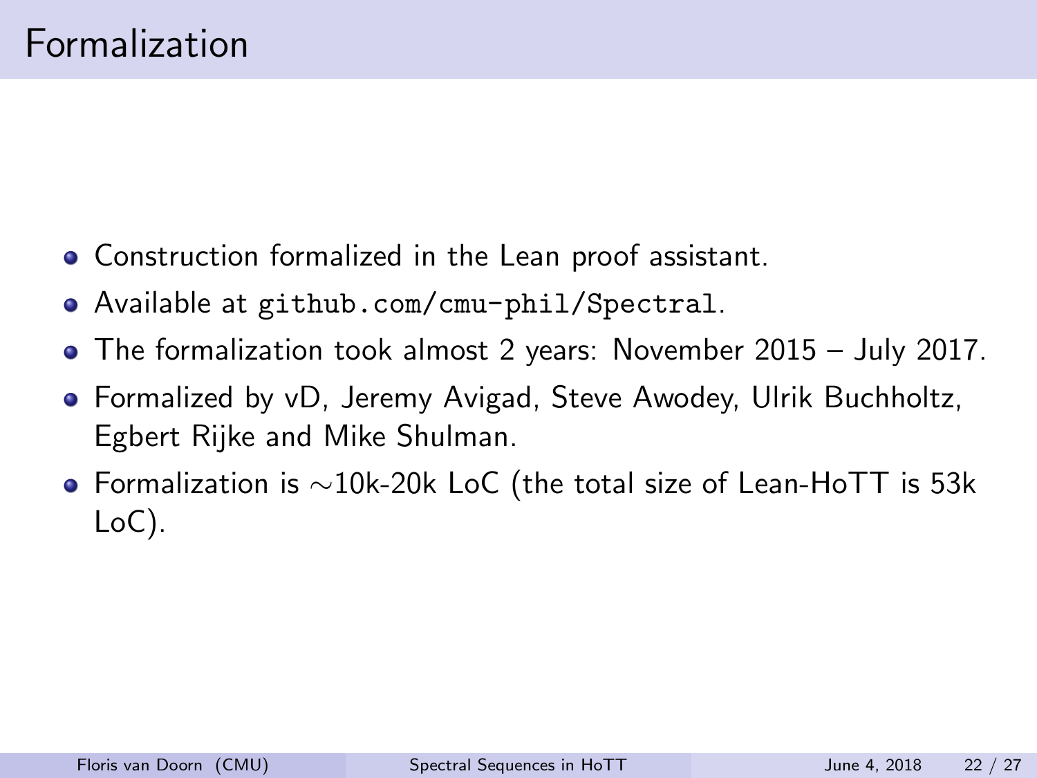# Formalization

- Construction formalized in the Lean proof assistant.
- Available at `github.com/cmu-phil/Spectral`.
- The formalization took almost 2 years: November 2015 – July 2017.
- Formalized by vD, Jeremy Avigad, Steve Awodey, Ulrik Buchholtz, Egbert Rijke and Mike Shulman.
- Formalization is $\sim$10k-20k LoC (the total size of Lean-HoTT is 53k LoC).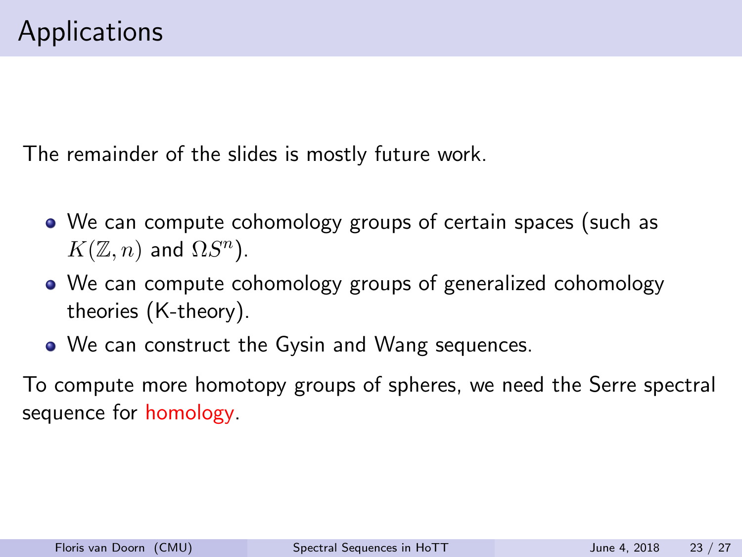# Applications

The remainder of the slides is mostly future work.

- We can compute cohomology groups of certain spaces (such as $K(\mathbb{Z}, n)$ and $\Omega S^n$).
- We can compute cohomology groups of generalized cohomology theories (K-theory).
- We can construct the Gysin and Wang sequences.

To compute more homotopy groups of spheres, we need the Serre spectral sequence for homology.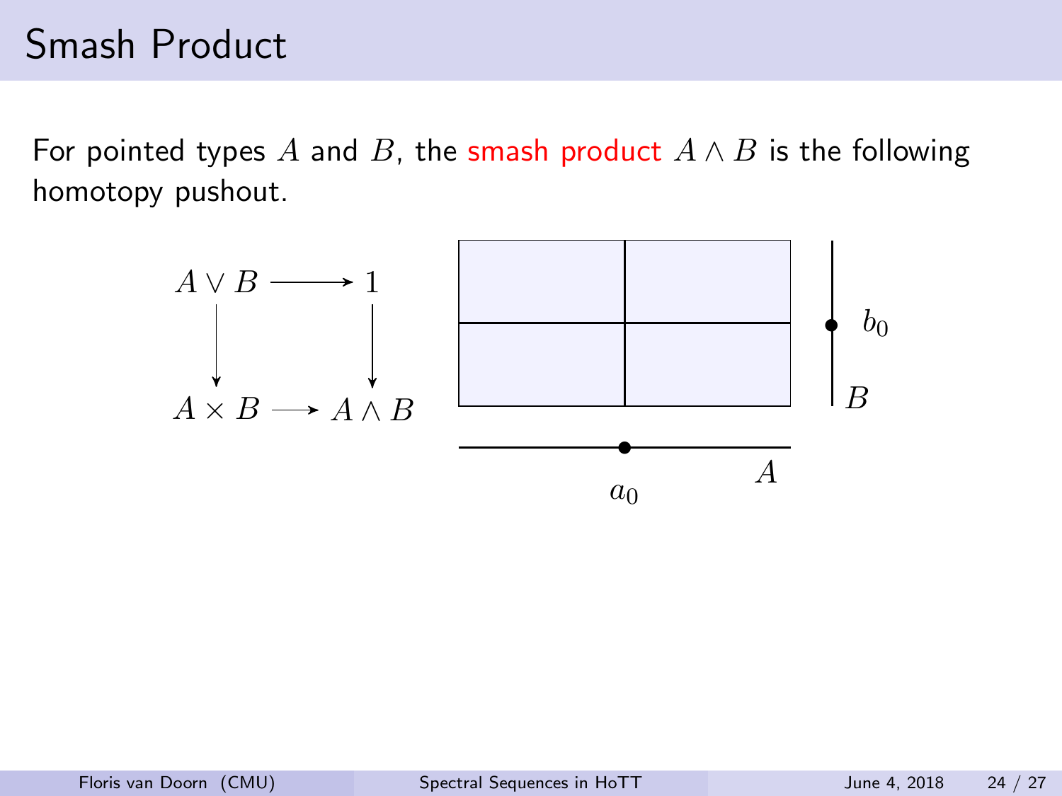# Smash Product

For pointed types $A$ and $B$, the smash product $A \wedge B$ is the following homotopy pushout.

$$
\begin{array}{ccc}
A \vee B & \longrightarrow & 1 \\
\downarrow & & \downarrow \\
A \times B & \longrightarrow & A \wedge B
\end{array}
$$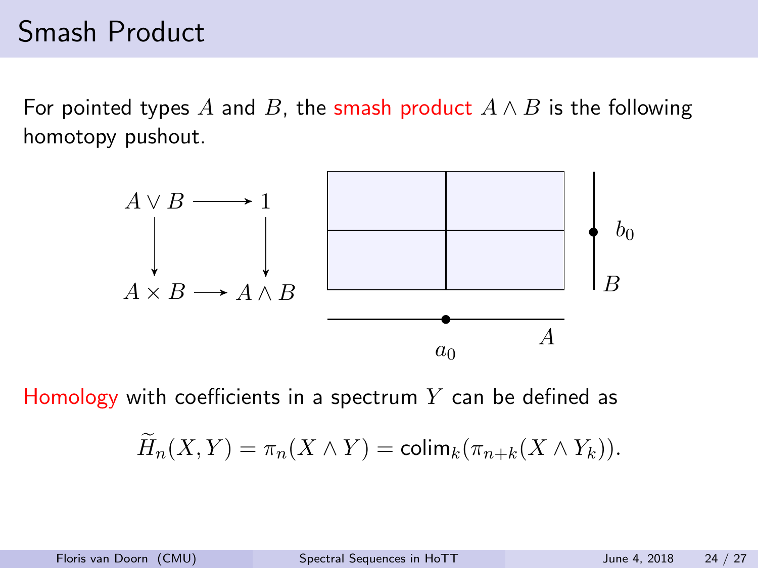# Smash Product

For pointed types $A$ and $B$, the smash product $A \wedge B$ is the following homotopy pushout.

$$\begin{array}{ccc} A \vee B & \longrightarrow & 1 \\ \downarrow & & \downarrow \\ A \times B & \longrightarrow & A \wedge B \end{array}$$

Homology with coefficients in a spectrum $Y$ can be defined as

$$\widetilde{H}_n(X, Y) = \pi_n(X \wedge Y) = \mathrm{colim}_k(\pi_{n+k}(X \wedge Y_k)).$$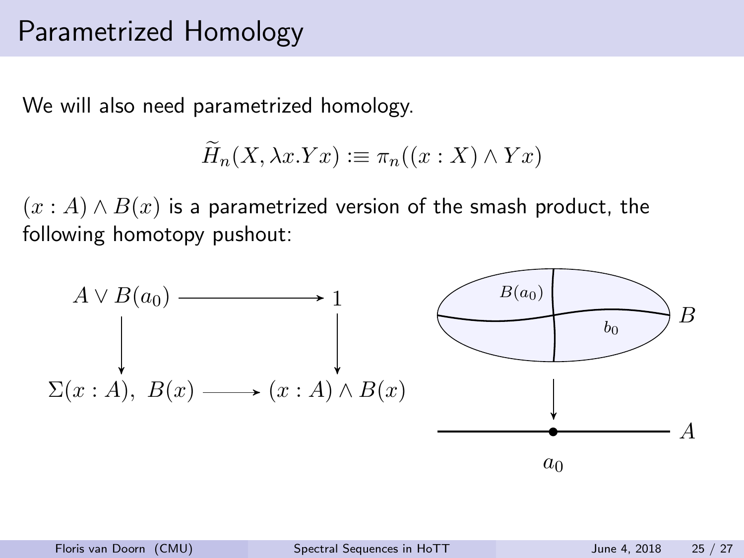# Parametrized Homology

We will also need parametrized homology.

$$\widetilde{H}_n(X, \lambda x.Y x) :\equiv \pi_n((x : X) \wedge Y x)$$

$(x : A) \wedge B(x)$ is a parametrized version of the smash product, the following homotopy pushout:

$$\begin{array}{ccc}
A \vee B(a_0) & \longrightarrow & 1 \\
\downarrow & & \downarrow \\
\Sigma(x : A),\ B(x) & \longrightarrow & (x : A) \wedge B(x)
\end{array}$$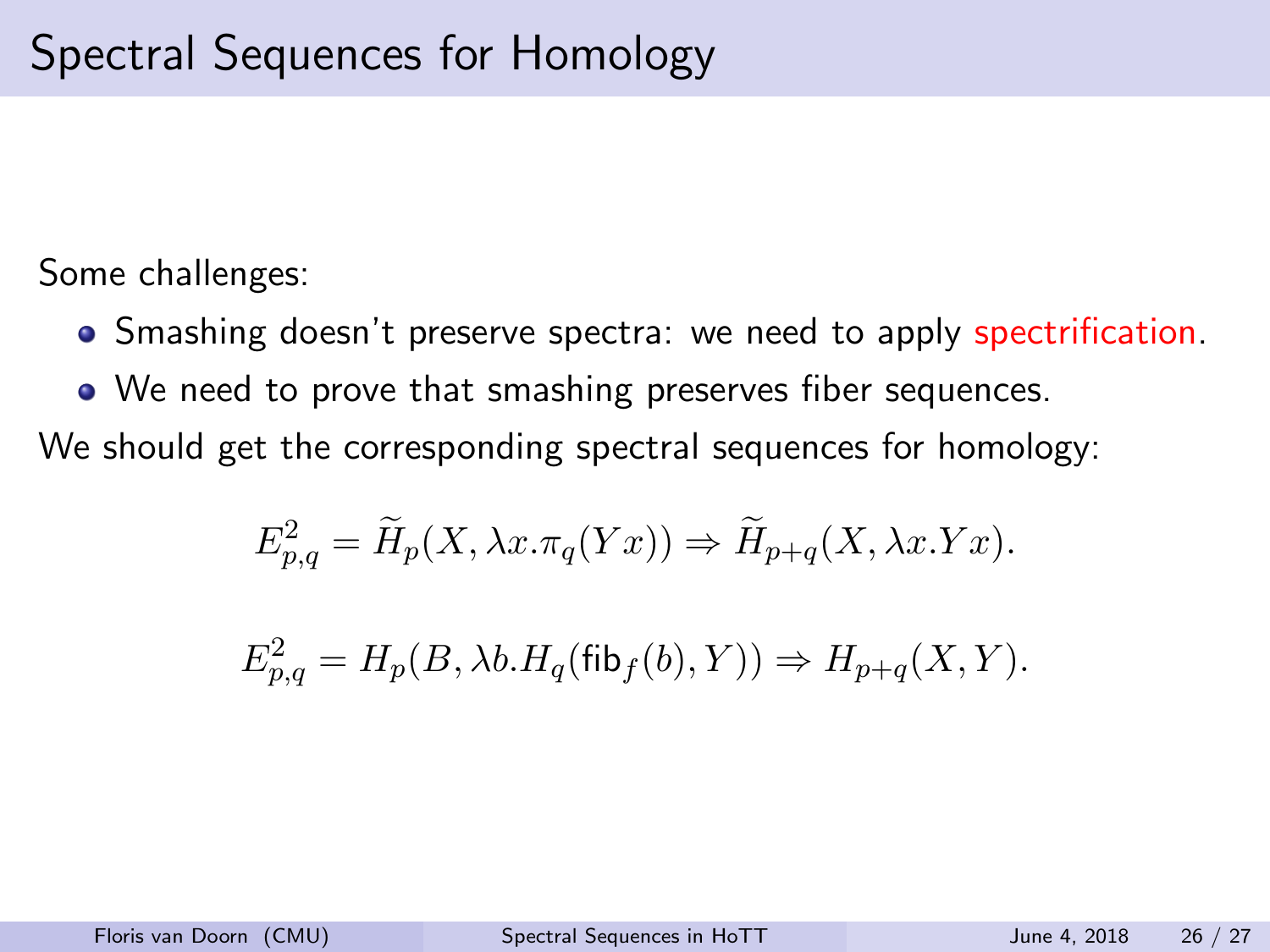# Spectral Sequences for Homology

Some challenges:

- Smashing doesn't preserve spectra: we need to apply spectrification.
- We need to prove that smashing preserves fiber sequences.

We should get the corresponding spectral sequences for homology:

$$E^2_{p,q} = \widetilde{H}_p(X, \lambda x.\pi_q(Yx)) \Rightarrow \widetilde{H}_{p+q}(X, \lambda x.Yx).$$

$$E^2_{p,q} = H_p(B, \lambda b.H_q(\mathsf{fib}_f(b), Y)) \Rightarrow H_{p+q}(X, Y).$$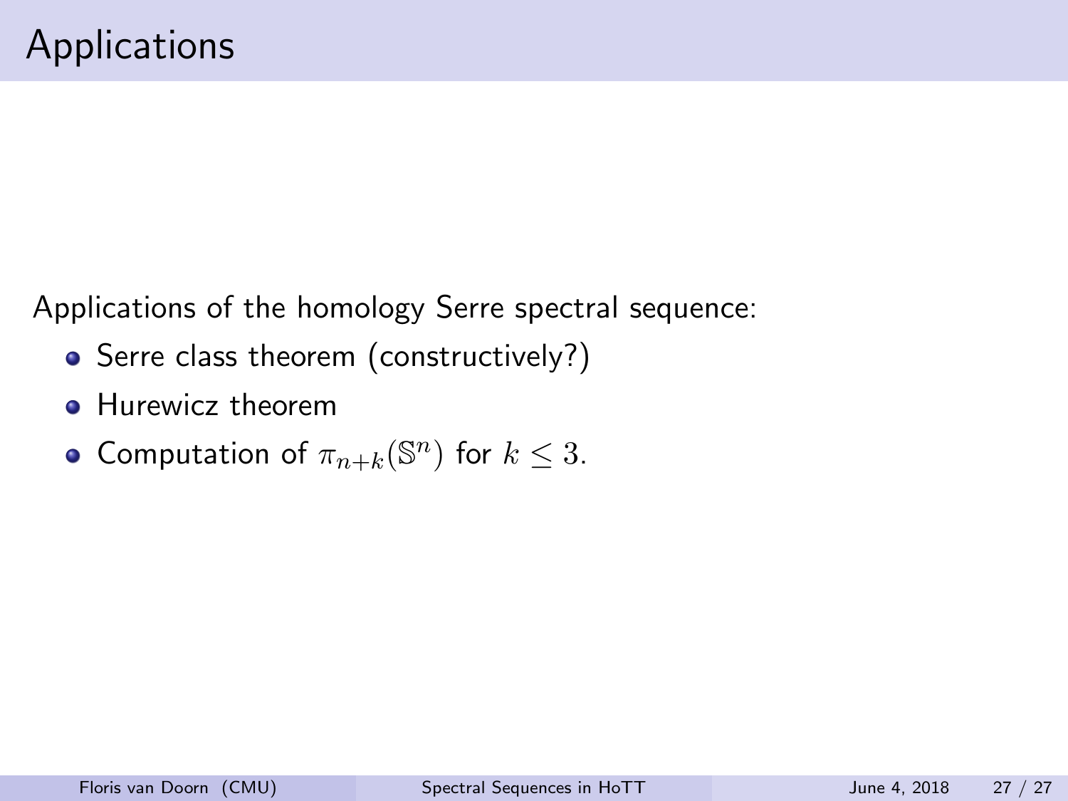# Applications

Applications of the homology Serre spectral sequence:

- Serre class theorem (constructively?)
- Hurewicz theorem
- Computation of $\pi_{n+k}(\mathbb{S}^n)$ for $k \leq 3$.